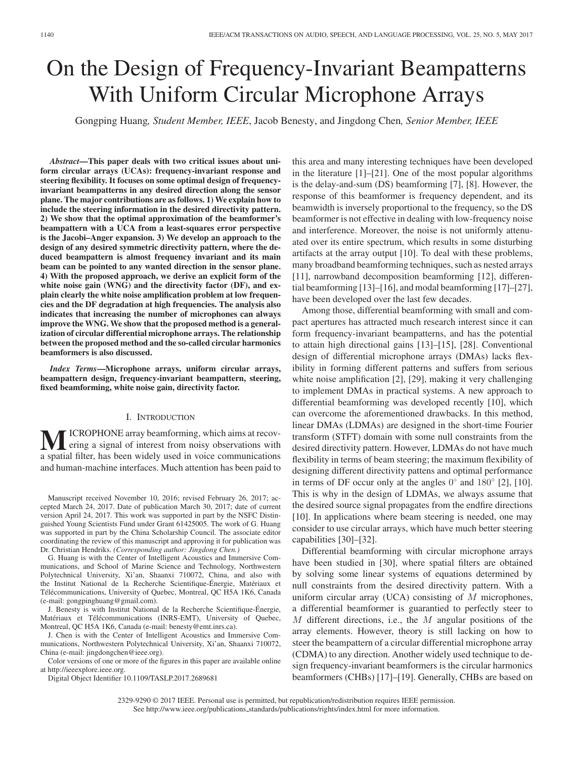# On the Design of Frequency-Invariant Beampatterns With Uniform Circular Microphone Arrays

Gongping Huang, *Student Member, IEEE*, Jacob Benesty, and Jingdong Chen, *Senior Member, IEEE*

***Abstract*—This paper deals with two critical issues about uniform circular arrays (UCAs): frequency-invariant response and steering flexibility. It focuses on some optimal design of frequency-invariant beampatterns in any desired direction along the sensor plane. The major contributions are as follows. 1) We explain how to include the steering information in the desired directivity pattern. 2) We show that the optimal approximation of the beamformer's beampattern with a UCA from a least-squares error perspective is the Jacobi–Anger expansion. 3) We develop an approach to the design of any desired symmetric directivity pattern, where the deduced beampattern is almost frequency invariant and its main beam can be pointed to any wanted direction in the sensor plane. 4) With the proposed approach, we derive an explicit form of the white noise gain (WNG) and the directivity factor (DF), and explain clearly the white noise amplification problem at low frequencies and the DF degradation at high frequencies. The analysis also indicates that increasing the number of microphones can always improve the WNG. We show that the proposed method is a generalization of circular differential microphone arrays. The relationship between the proposed method and the so-called circular harmonics beamformers is also discussed.**

***Index Terms*—Microphone arrays, uniform circular arrays, beampattern design, frequency-invariant beampattern, steering, fixed beamforming, white noise gain, directivity factor.**

## I. Introduction

MICROPHONE array beamforming, which aims at recovering a signal of interest from noisy observations with a spatial filter, has been widely used in voice communications and human-machine interfaces. Much attention has been paid to this area and many interesting techniques have been developed in the literature [1]–[21]. One of the most popular algorithms is the delay-and-sum (DS) beamforming [7], [8]. However, the response of this beamformer is frequency dependent, and its beamwidth is inversely proportional to the frequency, so the DS beamformer is not effective in dealing with low-frequency noise and interference. Moreover, the noise is not uniformly attenuated over its entire spectrum, which results in some disturbing artifacts at the array output [10]. To deal with these problems, many broadband beamforming techniques, such as nested arrays [11], narrowband decomposition beamforming [12], differential beamforming [13]–[16], and modal beamforming [17]–[27], have been developed over the last few decades.

Among those, differential beamforming with small and compact apertures has attracted much research interest since it can form frequency-invariant beampatterns, and has the potential to attain high directional gains [13]–[15], [28]. Conventional design of differential microphone arrays (DMAs) lacks flexibility in forming different patterns and suffers from serious white noise amplification [2], [29], making it very challenging to implement DMAs in practical systems. A new approach to differential beamforming was developed recently [10], which can overcome the aforementioned drawbacks. In this method, linear DMAs (LDMAs) are designed in the short-time Fourier transform (STFT) domain with some null constraints from the desired directivity pattern. However, LDMAs do not have much flexibility in terms of beam steering; the maximum flexibility of designing different directivity pattens and optimal performance in terms of DF occur only at the angles $0^\circ$ and $180^\circ$ [2], [10]. This is why in the design of LDMAs, we always assume that the desired source signal propagates from the endfire directions [10]. In applications where beam steering is needed, one may consider to use circular arrays, which have much better steering capabilities [30]–[32].

Differential beamforming with circular microphone arrays have been studied in [30], where spatial filters are obtained by solving some linear systems of equations determined by null constraints from the desired directivity pattern. With a uniform circular array (UCA) consisting of $M$ microphones, a differential beamformer is guarantied to perfectly steer to $M$ different directions, i.e., the $M$ angular positions of the array elements. However, theory is still lacking on how to steer the beampattern of a circular differential microphone array (CDMA) to any direction. Another widely used technique to design frequency-invariant beamformers is the circular harmonics beamformers (CHBs) [17]–[19]. Generally, CHBs are based on

Manuscript received November 10, 2016; revised February 26, 2017; accepted March 24, 2017. Date of publication March 30, 2017; date of current version April 24, 2017. This work was supported in part by the NSFC Distinguished Young Scientists Fund under Grant 61425005. The work of G. Huang was supported in part by the China Scholarship Council. The associate editor coordinating the review of this manuscript and approving it for publication was Dr. Christian Hendriks. *(Corresponding author: Jingdong Chen.)*

G. Huang is with the Center of Intelligent Acoustics and Immersive Communications, and School of Marine Science and Technology, Northwestern Polytechnical University, Xi'an, Shaanxi 710072, China, and also with the Institut National de la Recherche Scientifique-Énergie, Matériaux et Télécommunications, University of Quebec, Montreal, QC H5A 1K6, Canada (e-mail: gongpinghuang@gmail.com).

J. Benesty is with Institut National de la Recherche Scientifique-Énergie, Matériaux et Télécommunications (INRS-EMT), University of Quebec, Montreal, QC H5A 1K6, Canada (e-mail: benesty@emt.inrs.ca).

J. Chen is with the Center of Intelligent Acoustics and Immersive Communications, Northwestern Polytechnical University, Xi'an, Shaanxi 710072, China (e-mail: jingdongchen@ieee.org).

Color versions of one or more of the figures in this paper are available online at http://ieeexplore.ieee.org.

Digital Object Identifier 10.1109/TASLP.2017.2689681

2329-9290 © 2017 IEEE. Personal use is permitted, but republication/redistribution requires IEEE permission. See http://www.ieee.org/publications_standards/publications/rights/index.html for more information.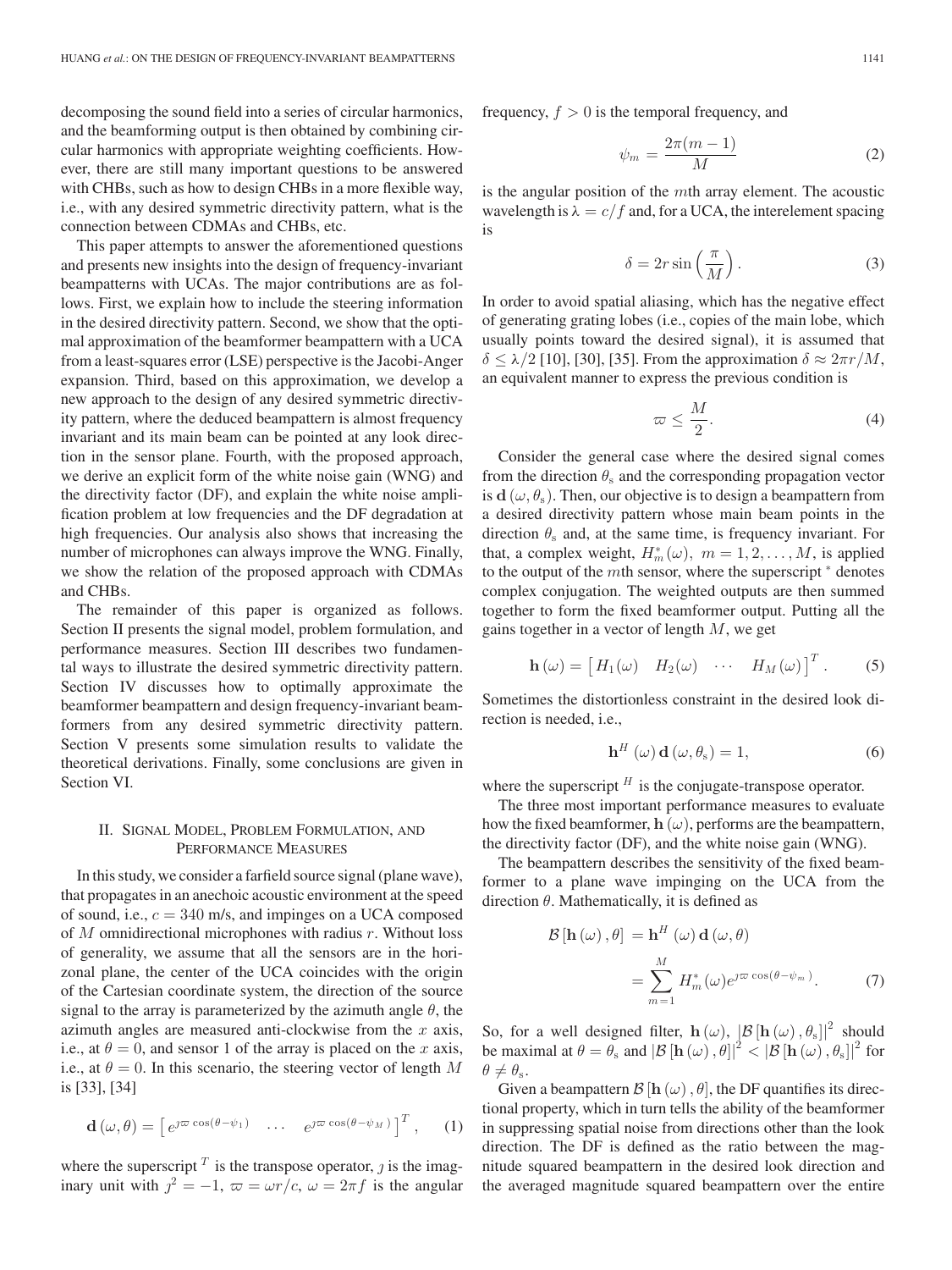decomposing the sound field into a series of circular harmonics, and the beamforming output is then obtained by combining circular harmonics with appropriate weighting coefficients. However, there are still many important questions to be answered with CHBs, such as how to design CHBs in a more flexible way, i.e., with any desired symmetric directivity pattern, what is the connection between CDMAs and CHBs, etc.

This paper attempts to answer the aforementioned questions and presents new insights into the design of frequency-invariant beampatterns with UCAs. The major contributions are as follows. First, we explain how to include the steering information in the desired directivity pattern. Second, we show that the optimal approximation of the beamformer beampattern with a UCA from a least-squares error (LSE) perspective is the Jacobi-Anger expansion. Third, based on this approximation, we develop a new approach to the design of any desired symmetric directivity pattern, where the deduced beampattern is almost frequency invariant and its main beam can be pointed at any look direction in the sensor plane. Fourth, with the proposed approach, we derive an explicit form of the white noise gain (WNG) and the directivity factor (DF), and explain the white noise amplification problem at low frequencies and the DF degradation at high frequencies. Our analysis also shows that increasing the number of microphones can always improve the WNG. Finally, we show the relation of the proposed approach with CDMAs and CHBs.

The remainder of this paper is organized as follows. Section II presents the signal model, problem formulation, and performance measures. Section III describes two fundamental ways to illustrate the desired symmetric directivity pattern. Section IV discusses how to optimally approximate the beamformer beampattern and design frequency-invariant beamformers from any desired symmetric directivity pattern. Section V presents some simulation results to validate the theoretical derivations. Finally, some conclusions are given in Section VI.

## II. Signal Model, Problem Formulation, and Performance Measures

In this study, we consider a farfield source signal (plane wave), that propagates in an anechoic acoustic environment at the speed of sound, i.e., $c = 340$ m/s, and impinges on a UCA composed of $M$ omnidirectional microphones with radius $r$. Without loss of generality, we assume that all the sensors are in the horizontal plane, the center of the UCA coincides with the origin of the Cartesian coordinate system, the direction of the source signal to the array is parameterized by the azimuth angle $\theta$, the azimuth angles are measured anti-clockwise from the $x$ axis, i.e., at $\theta = 0$, and sensor 1 of the array is placed on the $x$ axis, i.e., at $\theta = 0$. In this scenario, the steering vector of length $M$ is [33], [34]

$$\mathbf{d}(\omega, \theta) = \begin{bmatrix} e^{\jmath \varpi \cos(\theta - \psi_1)} & \cdots & e^{\jmath \varpi \cos(\theta - \psi_M)} \end{bmatrix}^T, \qquad (1)$$

where the superscript $^T$ is the transpose operator, $\jmath$ is the imaginary unit with $\jmath^2 = -1$, $\varpi = \omega r / c$, $\omega = 2\pi f$ is the angular frequency, $f > 0$ is the temporal frequency, and

$$\psi_m = \frac{2\pi(m-1)}{M} \qquad (2)$$

is the angular position of the $m$th array element. The acoustic wavelength is $\lambda = c/f$ and, for a UCA, the interelement spacing is

$$\delta = 2r \sin\left(\frac{\pi}{M}\right). \qquad (3)$$

In order to avoid spatial aliasing, which has the negative effect of generating grating lobes (i.e., copies of the main lobe, which usually points toward the desired signal), it is assumed that $\delta \leq \lambda/2$ [10], [30], [35]. From the approximation $\delta \approx 2\pi r/M$, an equivalent manner to express the previous condition is

$$\varpi \leq \frac{M}{2}. \qquad (4)$$

Consider the general case where the desired signal comes from the direction $\theta_\text{s}$ and the corresponding propagation vector is $\mathbf{d}(\omega, \theta_\text{s})$. Then, our objective is to design a beampattern from a desired directivity pattern whose main beam points in the direction $\theta_\text{s}$ and, at the same time, is frequency invariant. For that, a complex weight, $H_m^*(\omega),\ m = 1, 2, \ldots, M$, is applied to the output of the $m$th sensor, where the superscript $^*$ denotes complex conjugation. The weighted outputs are then summed together to form the fixed beamformer output. Putting all the gains together in a vector of length $M$, we get

$$\mathbf{h}(\omega) = \begin{bmatrix} H_1(\omega) & H_2(\omega) & \cdots & H_M(\omega) \end{bmatrix}^T. \qquad (5)$$

Sometimes the distortionless constraint in the desired look direction is needed, i.e.,

$$\mathbf{h}^H(\omega) \mathbf{d}(\omega, \theta_\text{s}) = 1, \qquad (6)$$

where the superscript $^H$ is the conjugate-transpose operator.

The three most important performance measures to evaluate how the fixed beamformer, $\mathbf{h}(\omega)$, performs are the beampattern, the directivity factor (DF), and the white noise gain (WNG).

The beampattern describes the sensitivity of the fixed beamformer to a plane wave impinging on the UCA from the direction $\theta$. Mathematically, it is defined as

$$\begin{aligned} \mathcal{B}[\mathbf{h}(\omega), \theta] &= \mathbf{h}^H(\omega) \mathbf{d}(\omega, \theta) \\ &= \sum_{m=1}^{M} H_m^*(\omega) e^{\jmath \varpi \cos(\theta - \psi_m)}. \end{aligned} \qquad (7)$$

So, for a well designed filter, $\mathbf{h}(\omega)$, $|\mathcal{B}[\mathbf{h}(\omega), \theta_\text{s}]|^2$ should be maximal at $\theta = \theta_\text{s}$ and $|\mathcal{B}[\mathbf{h}(\omega), \theta]|^2 < |\mathcal{B}[\mathbf{h}(\omega), \theta_\text{s}]|^2$ for $\theta \neq \theta_\text{s}$.

Given a beampattern $\mathcal{B}[\mathbf{h}(\omega), \theta]$, the DF quantifies its directional property, which in turn tells the ability of the beamformer in suppressing spatial noise from directions other than the look direction. The DF is defined as the ratio between the magnitude squared beampattern in the desired look direction and the averaged magnitude squared beampattern over the entire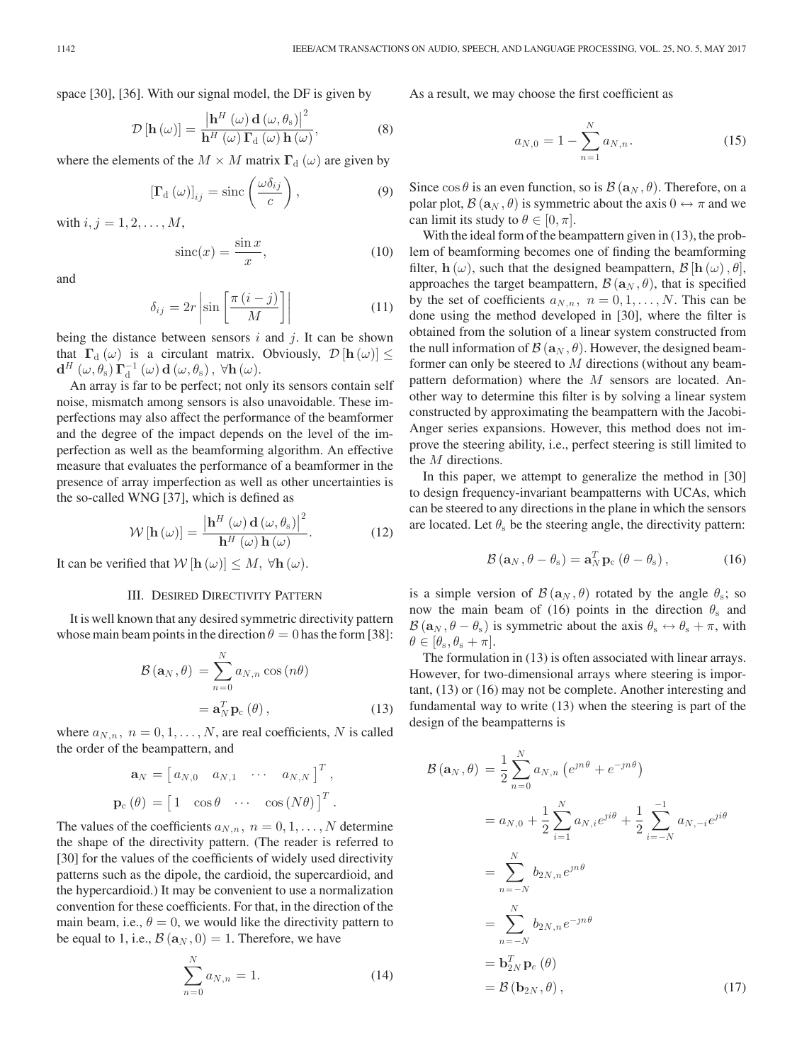space [30], [36]. With our signal model, the DF is given by

$$\mathcal{D}\left[\mathbf{h}\left(\omega\right)\right] = \frac{\left|\mathbf{h}^{H}\left(\omega\right)\mathbf{d}\left(\omega,\theta_{\mathrm{s}}\right)\right|^{2}}{\mathbf{h}^{H}\left(\omega\right)\mathbf{\Gamma}_{\mathrm{d}}\left(\omega\right)\mathbf{h}\left(\omega\right)}, \tag{8}$$

where the elements of the $M \times M$ matrix $\mathbf{\Gamma}_{\mathrm{d}}\left(\omega\right)$ are given by

$$\left[\mathbf{\Gamma}_{\mathrm{d}}\left(\omega\right)\right]_{ij} = \operatorname{sinc}\left(\frac{\omega\delta_{ij}}{c}\right), \tag{9}$$

with $i, j = 1, 2, \ldots, M$,

$$\operatorname{sinc}(x) = \frac{\sin x}{x}, \tag{10}$$

and

$$\delta_{ij} = 2r\left|\sin\left[\frac{\pi\left(i-j\right)}{M}\right]\right| \tag{11}$$

being the distance between sensors $i$ and $j$. It can be shown that $\mathbf{\Gamma}_{\mathrm{d}}\left(\omega\right)$ is a circulant matrix. Obviously, $\mathcal{D}\left[\mathbf{h}\left(\omega\right)\right] \leq \mathbf{d}^{H}\left(\omega,\theta_{\mathrm{s}}\right)\mathbf{\Gamma}_{\mathrm{d}}^{-1}\left(\omega\right)\mathbf{d}\left(\omega,\theta_{\mathrm{s}}\right),\ \forall\mathbf{h}\left(\omega\right)$.

An array is far to be perfect; not only its sensors contain self noise, mismatch among sensors is also unavoidable. These imperfections may also affect the performance of the beamformer and the degree of the impact depends on the level of the imperfection as well as the beamforming algorithm. An effective measure that evaluates the performance of a beamformer in the presence of array imperfection as well as other uncertainties is the so-called WNG [37], which is defined as

$$\mathcal{W}\left[\mathbf{h}\left(\omega\right)\right] = \frac{\left|\mathbf{h}^{H}\left(\omega\right)\mathbf{d}\left(\omega,\theta_{\mathrm{s}}\right)\right|^{2}}{\mathbf{h}^{H}\left(\omega\right)\mathbf{h}\left(\omega\right)}. \tag{12}$$

It can be verified that $\mathcal{W}\left[\mathbf{h}\left(\omega\right)\right] \leq M,\ \forall\mathbf{h}\left(\omega\right)$.

## III. Desired Directivity Pattern

It is well known that any desired symmetric directivity pattern whose main beam points in the direction $\theta = 0$ has the form [38]:

$$\begin{aligned}\mathcal{B}\left(\mathbf{a}_{N},\theta\right) &= \sum_{n=0}^{N} a_{N,n}\cos\left(n\theta\right)\\ &= \mathbf{a}_{N}^{T}\mathbf{p}_{\mathrm{c}}\left(\theta\right),\end{aligned} \tag{13}$$

where $a_{N,n},\ n = 0, 1, \ldots, N$, are real coefficients, $N$ is called the order of the beampattern, and

$$\begin{aligned}\mathbf{a}_{N} &= \left[\begin{array}{cccc} a_{N,0} & a_{N,1} & \cdots & a_{N,N}\end{array}\right]^{T},\\ \mathbf{p}_{\mathrm{c}}\left(\theta\right) &= \left[\begin{array}{cccc} 1 & \cos\theta & \cdots & \cos\left(N\theta\right)\end{array}\right]^{T}.\end{aligned}$$

The values of the coefficients $a_{N,n},\ n = 0, 1, \ldots, N$ determine the shape of the directivity pattern. (The reader is referred to [30] for the values of the coefficients of widely used directivity patterns such as the dipole, the cardioid, the supercardioid, and the hypercardioid.) It may be convenient to use a normalization convention for these coefficients. For that, in the direction of the main beam, i.e., $\theta = 0$, we would like the directivity pattern to be equal to 1, i.e., $\mathcal{B}\left(\mathbf{a}_{N}, 0\right) = 1$. Therefore, we have

$$\sum_{n=0}^{N} a_{N,n} = 1. \tag{14}$$

As a result, we may choose the first coefficient as

$$a_{N,0} = 1 - \sum_{n=1}^{N} a_{N,n}. \tag{15}$$

Since $\cos\theta$ is an even function, so is $\mathcal{B}\left(\mathbf{a}_{N},\theta\right)$. Therefore, on a polar plot, $\mathcal{B}\left(\mathbf{a}_{N},\theta\right)$ is symmetric about the axis $0 \leftrightarrow \pi$ and we can limit its study to $\theta \in [0, \pi]$.

With the ideal form of the beampattern given in (13), the problem of beamforming becomes one of finding the beamforming filter, $\mathbf{h}\left(\omega\right)$, such that the designed beampattern, $\mathcal{B}\left[\mathbf{h}\left(\omega\right),\theta\right]$, approaches the target beampattern, $\mathcal{B}\left(\mathbf{a}_{N},\theta\right)$, that is specified by the set of coefficients $a_{N,n},\ n = 0, 1, \ldots, N$. This can be done using the method developed in [30], where the filter is obtained from the solution of a linear system constructed from the null information of $\mathcal{B}\left(\mathbf{a}_{N},\theta\right)$. However, the designed beamformer can only be steered to $M$ directions (without any beampattern deformation) where the $M$ sensors are located. Another way to determine this filter is by solving a linear system constructed by approximating the beampattern with the Jacobi-Anger series expansions. However, this method does not improve the steering ability, i.e., perfect steering is still limited to the $M$ directions.

In this paper, we attempt to generalize the method in [30] to design frequency-invariant beampatterns with UCAs, which can be steered to any directions in the plane in which the sensors are located. Let $\theta_{\mathrm{s}}$ be the steering angle, the directivity pattern:

$$\mathcal{B}\left(\mathbf{a}_{N},\theta-\theta_{\mathrm{s}}\right) = \mathbf{a}_{N}^{T}\mathbf{p}_{\mathrm{c}}\left(\theta-\theta_{\mathrm{s}}\right), \tag{16}$$

is a simple version of $\mathcal{B}\left(\mathbf{a}_{N},\theta\right)$ rotated by the angle $\theta_{\mathrm{s}}$; so now the main beam of (16) points in the direction $\theta_{\mathrm{s}}$ and $\mathcal{B}\left(\mathbf{a}_{N},\theta-\theta_{\mathrm{s}}\right)$ is symmetric about the axis $\theta_{\mathrm{s}} \leftrightarrow \theta_{\mathrm{s}} + \pi$, with $\theta \in [\theta_{\mathrm{s}}, \theta_{\mathrm{s}} + \pi]$.

The formulation in (13) is often associated with linear arrays. However, for two-dimensional arrays where steering is important, (13) or (16) may not be complete. Another interesting and fundamental way to write (13) when the steering is part of the design of the beampatterns is

$$\begin{aligned}\mathcal{B}\left(\mathbf{a}_{N},\theta\right) &= \frac{1}{2}\sum_{n=0}^{N} a_{N,n}\left(e^{\jmath n\theta} + e^{-\jmath n\theta}\right)\\ &= a_{N,0} + \frac{1}{2}\sum_{i=1}^{N} a_{N,i}e^{\jmath i\theta} + \frac{1}{2}\sum_{i=-N}^{-1} a_{N,-i}e^{\jmath i\theta}\\ &= \sum_{n=-N}^{N} b_{2N,n}e^{\jmath n\theta}\\ &= \sum_{n=-N}^{N} b_{2N,n}e^{-\jmath n\theta}\\ &= \mathbf{b}_{2N}^{T}\mathbf{p}_{e}\left(\theta\right)\\ &= \mathcal{B}\left(\mathbf{b}_{2N},\theta\right),\end{aligned} \tag{17}$$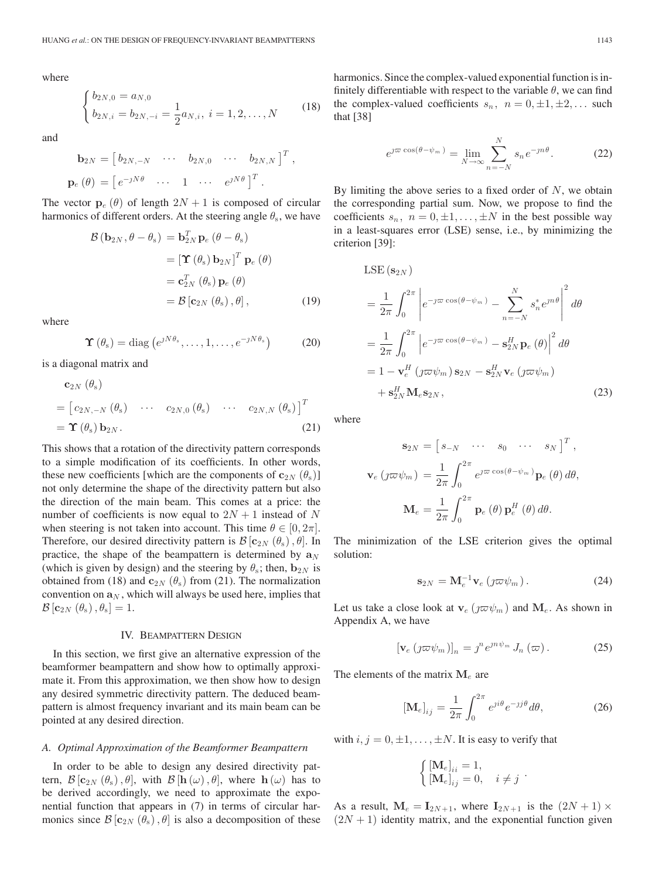where

$$
\begin{cases} b_{2N,0} = a_{N,0} \\ b_{2N,i} = b_{2N,-i} = \dfrac{1}{2} a_{N,i},\ i = 1, 2, \ldots, N \end{cases} \tag{18}
$$

and

$$
\mathbf{b}_{2N} = \begin{bmatrix} b_{2N,-N} & \cdots & b_{2N,0} & \cdots & b_{2N,N} \end{bmatrix}^T,
$$

$$
\mathbf{p}_e(\theta) = \begin{bmatrix} e^{-\jmath N\theta} & \cdots & 1 & \cdots & e^{\jmath N\theta} \end{bmatrix}^T.
$$

The vector $\mathbf{p}_e(\theta)$ of length $2N+1$ is composed of circular harmonics of different orders. At the steering angle $\theta_s$, we have

$$
\begin{aligned}
\mathcal{B}(\mathbf{b}_{2N}, \theta - \theta_s) &= \mathbf{b}_{2N}^T \mathbf{p}_e(\theta - \theta_s) \\
&= \left[\boldsymbol{\Upsilon}(\theta_s)\mathbf{b}_{2N}\right]^T \mathbf{p}_e(\theta) \\
&= \mathbf{c}_{2N}^T(\theta_s)\mathbf{p}_e(\theta) \\
&= \mathcal{B}\left[\mathbf{c}_{2N}(\theta_s), \theta\right],
\end{aligned} \tag{19}
$$

where

$$
\boldsymbol{\Upsilon}(\theta_s) = \operatorname{diag}\left(e^{\jmath N\theta_s}, \ldots, 1, \ldots, e^{-\jmath N\theta_s}\right) \tag{20}
$$

is a diagonal matrix and

$$
\begin{aligned}
&\mathbf{c}_{2N}(\theta_s) \\
&= \begin{bmatrix} c_{2N,-N}(\theta_s) & \cdots & c_{2N,0}(\theta_s) & \cdots & c_{2N,N}(\theta_s) \end{bmatrix}^T \\
&= \boldsymbol{\Upsilon}(\theta_s)\mathbf{b}_{2N}.
\end{aligned} \tag{21}
$$

This shows that a rotation of the directivity pattern corresponds to a simple modification of its coefficients. In other words, these new coefficients [which are the components of $\mathbf{c}_{2N}(\theta_s)$] not only determine the shape of the directivity pattern but also the direction of the main beam. This comes at a price: the number of coefficients is now equal to $2N+1$ instead of $N$ when steering is not taken into account. This time $\theta \in [0, 2\pi]$. Therefore, our desired directivity pattern is $\mathcal{B}\left[\mathbf{c}_{2N}(\theta_s), \theta\right]$. In practice, the shape of the beampattern is determined by $\mathbf{a}_N$ (which is given by design) and the steering by $\theta_s$; then, $\mathbf{b}_{2N}$ is obtained from (18) and $\mathbf{c}_{2N}(\theta_s)$ from (21). The normalization convention on $\mathbf{a}_N$, which will always be used here, implies that $\mathcal{B}\left[\mathbf{c}_{2N}(\theta_s), \theta_s\right] = 1$.

## IV. Beampattern Design

In this section, we first give an alternative expression of the beamformer beampattern and show how to optimally approximate it. From this approximation, we then show how to design any desired symmetric directivity pattern. The deduced beampattern is almost frequency invariant and its main beam can be pointed at any desired direction.

### A. Optimal Approximation of the Beamformer Beampattern

In order to be able to design any desired directivity pattern, $\mathcal{B}\left[\mathbf{c}_{2N}(\theta_s), \theta\right]$, with $\mathcal{B}\left[\mathbf{h}(\omega), \theta\right]$, where $\mathbf{h}(\omega)$ has to be derived accordingly, we need to approximate the exponential function that appears in (7) in terms of circular harmonics since $\mathcal{B}\left[\mathbf{c}_{2N}(\theta_s), \theta\right]$ is also a decomposition of these harmonics. Since the complex-valued exponential function is infinitely differentiable with respect to the variable $\theta$, we can find the complex-valued coefficients $s_n,\ n = 0, \pm 1, \pm 2, \ldots$ such that [38]

$$
e^{\jmath\varpi\cos(\theta - \psi_m)} = \lim_{N\to\infty} \sum_{n=-N}^{N} s_n e^{-\jmath n\theta}. \tag{22}
$$

By limiting the above series to a fixed order of $N$, we obtain the corresponding partial sum. Now, we propose to find the coefficients $s_n,\ n = 0, \pm 1, \ldots, \pm N$ in the best possible way in a least-squares error (LSE) sense, i.e., by minimizing the criterion [39]:

$$
\begin{aligned}
&\operatorname{LSE}(\mathbf{s}_{2N}) \\
&= \frac{1}{2\pi}\int_0^{2\pi} \left| e^{-\jmath\varpi\cos(\theta - \psi_m)} - \sum_{n=-N}^{N} s_n^* e^{\jmath n\theta} \right|^2 d\theta \\
&= \frac{1}{2\pi}\int_0^{2\pi} \left| e^{-\jmath\varpi\cos(\theta - \psi_m)} - \mathbf{s}_{2N}^H \mathbf{p}_e(\theta) \right|^2 d\theta \\
&= 1 - \mathbf{v}_e^H(\jmath\varpi\psi_m)\mathbf{s}_{2N} - \mathbf{s}_{2N}^H \mathbf{v}_e(\jmath\varpi\psi_m) \\
&\quad + \mathbf{s}_{2N}^H \mathbf{M}_e \mathbf{s}_{2N},
\end{aligned} \tag{23}
$$

where

$$
\mathbf{s}_{2N} = \begin{bmatrix} s_{-N} & \cdots & s_0 & \cdots & s_N \end{bmatrix}^T,
$$

$$
\mathbf{v}_e(\jmath\varpi\psi_m) = \frac{1}{2\pi}\int_0^{2\pi} e^{\jmath\varpi\cos(\theta - \psi_m)} \mathbf{p}_e(\theta)\, d\theta,
$$

$$
\mathbf{M}_e = \frac{1}{2\pi}\int_0^{2\pi} \mathbf{p}_e(\theta)\mathbf{p}_e^H(\theta)\, d\theta.
$$

The minimization of the LSE criterion gives the optimal solution:

$$
\mathbf{s}_{2N} = \mathbf{M}_e^{-1}\mathbf{v}_e(\jmath\varpi\psi_m). \tag{24}
$$

Let us take a close look at $\mathbf{v}_e(\jmath\varpi\psi_m)$ and $\mathbf{M}_e$. As shown in Appendix A, we have

$$
\left[\mathbf{v}_e(\jmath\varpi\psi_m)\right]_n = \jmath^n e^{\jmath n\psi_m} J_n(\varpi). \tag{25}
$$

The elements of the matrix $\mathbf{M}_e$ are

$$
\left[\mathbf{M}_e\right]_{ij} = \frac{1}{2\pi}\int_0^{2\pi} e^{\jmath i\theta} e^{-\jmath j\theta} d\theta, \tag{26}
$$

with $i, j = 0, \pm 1, \ldots, \pm N$. It is easy to verify that

$$
\begin{cases} \left[\mathbf{M}_e\right]_{ii} = 1, \\ \left[\mathbf{M}_e\right]_{ij} = 0, \quad i \neq j \end{cases}.
$$

As a result, $\mathbf{M}_e = \mathbf{I}_{2N+1}$, where $\mathbf{I}_{2N+1}$ is the $(2N+1)\times(2N+1)$ identity matrix, and the exponential function given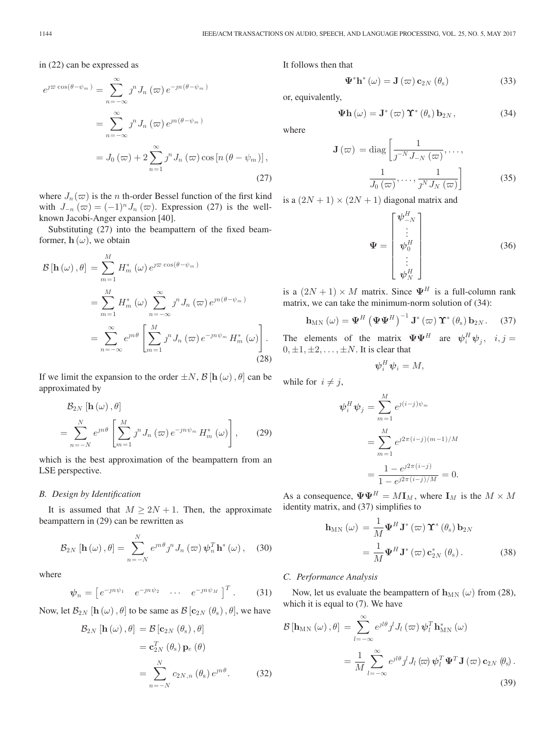in (22) can be expressed as

$$
\begin{aligned}
e^{\jmath \varpi \cos(\theta - \psi_m)} &= \sum_{n=-\infty}^{\infty} \jmath^n J_n(\varpi) e^{-\jmath n(\theta - \psi_m)} \\
&= \sum_{n=-\infty}^{\infty} \jmath^n J_n(\varpi) e^{\jmath n(\theta - \psi_m)} \\
&= J_0(\varpi) + 2 \sum_{n=1}^{\infty} \jmath^n J_n(\varpi) \cos[n(\theta - \psi_m)],
\end{aligned} \tag{27}
$$

where $J_n(\varpi)$ is the $n$ th-order Bessel function of the first kind with $J_{-n}(\varpi) = (-1)^n J_n(\varpi)$. Expression (27) is the well-known Jacobi-Anger expansion [40].

Substituting (27) into the beampattern of the fixed beamformer, $\mathbf{h}(\omega)$, we obtain

$$
\begin{aligned}
\mathcal{B}[\mathbf{h}(\omega), \theta] &= \sum_{m=1}^{M} H_m^*(\omega) e^{\jmath \varpi \cos(\theta - \psi_m)} \\
&= \sum_{m=1}^{M} H_m^*(\omega) \sum_{n=-\infty}^{\infty} \jmath^n J_n(\varpi) e^{\jmath n(\theta - \psi_m)} \\
&= \sum_{n=-\infty}^{\infty} e^{\jmath n \theta} \left[ \sum_{m=1}^{M} \jmath^n J_n(\varpi) e^{-\jmath n \psi_m} H_m^*(\omega) \right].
\end{aligned} \tag{28}
$$

If we limit the expansion to the order $\pm N$, $\mathcal{B}[\mathbf{h}(\omega), \theta]$ can be approximated by

$$
\begin{aligned}
&\mathcal{B}_{2N}[\mathbf{h}(\omega), \theta] \\
&= \sum_{n=-N}^{N} e^{\jmath n \theta} \left[ \sum_{m=1}^{M} \jmath^n J_n(\varpi) e^{-\jmath n \psi_m} H_m^*(\omega) \right],
\end{aligned} \tag{29}
$$

which is the best approximation of the beampattern from an LSE perspective.

### B. Design by Identification

It is assumed that $M \geq 2N + 1$. Then, the approximate beampattern in (29) can be rewritten as

$$
\mathcal{B}_{2N}[\mathbf{h}(\omega), \theta] = \sum_{n=-N}^{N} e^{\jmath n \theta} \jmath^n J_n(\varpi) \boldsymbol{\psi}_n^T \mathbf{h}^*(\omega), \tag{30}
$$

where

$$
\boldsymbol{\psi}_n = \begin{bmatrix} e^{-\jmath n \psi_1} & e^{-\jmath n \psi_2} & \cdots & e^{-\jmath n \psi_M} \end{bmatrix}^T. \tag{31}
$$

Now, let $\mathcal{B}_{2N}[\mathbf{h}(\omega), \theta]$ to be same as $\mathcal{B}[\mathbf{c}_{2N}(\theta_s), \theta]$, we have

$$
\begin{aligned}
\mathcal{B}_{2N}[\mathbf{h}(\omega), \theta] &= \mathcal{B}[\mathbf{c}_{2N}(\theta_s), \theta] \\
&= \mathbf{c}_{2N}^T(\theta_s) \mathbf{p}_e(\theta) \\
&= \sum_{n=-N}^{N} c_{2N,n}(\theta_s) e^{\jmath n \theta}.
\end{aligned} \tag{32}
$$

It follows then that

$$
\boldsymbol{\Psi}^* \mathbf{h}^*(\omega) = \mathbf{J}(\varpi) \mathbf{c}_{2N}(\theta_s) \tag{33}
$$

or, equivalently,

$$
\boldsymbol{\Psi} \mathbf{h}(\omega) = \mathbf{J}^*(\varpi) \boldsymbol{\Upsilon}^*(\theta_s) \mathbf{b}_{2N}, \tag{34}
$$

where

$$
\begin{aligned}
\mathbf{J}(\varpi) = \operatorname{diag}\Bigg[ &\frac{1}{\jmath^{-N} J_{-N}(\varpi)}, \ldots, \\
&\frac{1}{J_0(\varpi)}, \ldots, \frac{1}{\jmath^N J_N(\varpi)} \Bigg]
\end{aligned} \tag{35}
$$

is a $(2N+1) \times (2N+1)$ diagonal matrix and

$$
\boldsymbol{\Psi} = \begin{bmatrix} \boldsymbol{\psi}_{-N}^H \\ \vdots \\ \boldsymbol{\psi}_0^H \\ \vdots \\ \boldsymbol{\psi}_N^H \end{bmatrix} \tag{36}
$$

is a $(2N+1) \times M$ matrix. Since $\boldsymbol{\Psi}^H$ is a full-column rank matrix, we can take the minimum-norm solution of (34):

$$
\mathbf{h}_{\mathrm{MN}}(\omega) = \boldsymbol{\Psi}^H \left( \boldsymbol{\Psi} \boldsymbol{\Psi}^H \right)^{-1} \mathbf{J}^*(\varpi) \boldsymbol{\Upsilon}^*(\theta_s) \mathbf{b}_{2N}. \tag{37}
$$

The elements of the matrix $\boldsymbol{\Psi}\boldsymbol{\Psi}^H$ are $\boldsymbol{\psi}_i^H \boldsymbol{\psi}_j, \quad i, j = 0, \pm 1, \pm 2, \ldots, \pm N$. It is clear that

$$
\boldsymbol{\psi}_i^H \boldsymbol{\psi}_i = M,
$$

while for $i \neq j$,

$$
\begin{aligned}
\boldsymbol{\psi}_i^H \boldsymbol{\psi}_j &= \sum_{m=1}^{M} e^{\jmath (i-j) \psi_m} \\
&= \sum_{m=1}^{M} e^{\jmath 2\pi (i-j)(m-1)/M} \\
&= \frac{1 - e^{\jmath 2\pi (i-j)}}{1 - e^{\jmath 2\pi (i-j)/M}} = 0.
\end{aligned}
$$

As a consequence, $\boldsymbol{\Psi}\boldsymbol{\Psi}^H = M \mathbf{I}_M$, where $\mathbf{I}_M$ is the $M \times M$ identity matrix, and (37) simplifies to

$$
\begin{aligned}
\mathbf{h}_{\mathrm{MN}}(\omega) &= \frac{1}{M} \boldsymbol{\Psi}^H \mathbf{J}^*(\varpi) \boldsymbol{\Upsilon}^*(\theta_s) \mathbf{b}_{2N} \\
&= \frac{1}{M} \boldsymbol{\Psi}^H \mathbf{J}^*(\varpi) \mathbf{c}_{2N}^*(\theta_s).
\end{aligned} \tag{38}
$$

### C. Performance Analysis

Now, let us evaluate the beampattern of $\mathbf{h}_{\mathrm{MN}}(\omega)$ from (28), which it is equal to (7). We have

$$
\begin{aligned}
\mathcal{B}[\mathbf{h}_{\mathrm{MN}}(\omega), \theta] &= \sum_{l=-\infty}^{\infty} e^{\jmath l \theta} \jmath^l J_l(\varpi) \boldsymbol{\psi}_l^T \mathbf{h}_{\mathrm{MN}}^*(\omega) \\
&= \frac{1}{M} \sum_{l=-\infty}^{\infty} e^{\jmath l \theta} \jmath^l J_l(\varpi) \boldsymbol{\psi}_l^T \boldsymbol{\Psi}^T \mathbf{J}(\varpi) \mathbf{c}_{2N}(\theta_s).
\end{aligned} \tag{39}
$$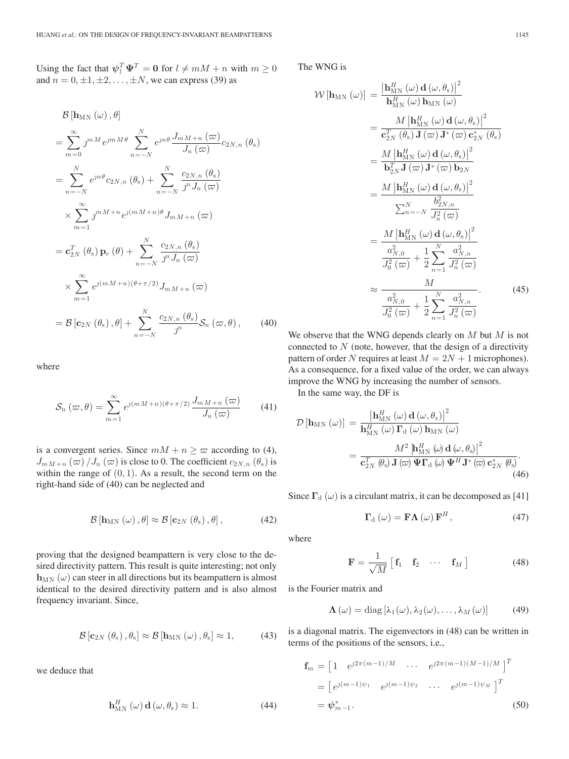Using the fact that $\boldsymbol{\psi}_l^T \boldsymbol{\Psi}^T = \mathbf{0}$ for $l \neq mM + n$ with $m \geq 0$ and $n = 0, \pm 1, \pm 2, \ldots, \pm N$, we can express (39) as

$$
\begin{aligned}
&\mathcal{B}\left[\mathbf{h}_{\mathrm{MN}}(\omega), \theta\right] \\
&= \sum_{m=0}^{\infty} \jmath^{mM} e^{\jmath mM\theta} \sum_{n=-N}^{N} e^{\jmath n\theta} \frac{J_{mM+n}(\varpi)}{J_n(\varpi)} c_{2N,n}(\theta_{\mathrm{s}}) \\
&= \sum_{n=-N}^{N} e^{\jmath n\theta} c_{2N,n}(\theta_{\mathrm{s}}) + \sum_{n=-N}^{N} \frac{c_{2N,n}(\theta_{\mathrm{s}})}{\jmath^n J_n(\varpi)} \\
&\quad \times \sum_{m=1}^{\infty} \jmath^{mM+n} e^{\jmath(mM+n)\theta} J_{mM+n}(\varpi) \\
&= \mathbf{c}_{2N}^T(\theta_{\mathrm{s}}) \mathbf{p}_e(\theta) + \sum_{n=-N}^{N} \frac{c_{2N,n}(\theta_{\mathrm{s}})}{\jmath^n J_n(\varpi)} \\
&\quad \times \sum_{m=1}^{\infty} e^{\jmath(mM+n)(\theta+\pi/2)} J_{mM+n}(\varpi) \\
&= \mathcal{B}\left[\mathbf{c}_{2N}(\theta_{\mathrm{s}}), \theta\right] + \sum_{n=-N}^{N} \frac{c_{2N,n}(\theta_{\mathrm{s}})}{\jmath^n} \mathcal{S}_n(\varpi, \theta), \qquad (40)
\end{aligned}
$$

where

$$
\mathcal{S}_n(\varpi, \theta) = \sum_{m=1}^{\infty} e^{\jmath(mM+n)(\theta+\pi/2)} \frac{J_{mM+n}(\varpi)}{J_n(\varpi)} \qquad (41)
$$

is a convergent series. Since $mM + n \geq \varpi$ according to (4), $J_{mM+n}(\varpi)/J_n(\varpi)$ is close to 0. The coefficient $c_{2N,n}(\theta_{\mathrm{s}})$ is within the range of $(0, 1)$. As a result, the second term on the right-hand side of (40) can be neglected and

$$
\mathcal{B}\left[\mathbf{h}_{\mathrm{MN}}(\omega), \theta\right] \approx \mathcal{B}\left[\mathbf{c}_{2N}(\theta_{\mathrm{s}}), \theta\right], \qquad (42)
$$

proving that the designed beampattern is very close to the desired directivity pattern. This result is quite interesting; not only $\mathbf{h}_{\mathrm{MN}}(\omega)$ can steer in all directions but its beampattern is almost identical to the desired directivity pattern and is also almost frequency invariant. Since,

$$
\mathcal{B}\left[\mathbf{c}_{2N}(\theta_{\mathrm{s}}), \theta_{\mathrm{s}}\right] \approx \mathcal{B}\left[\mathbf{h}_{\mathrm{MN}}(\omega), \theta_{\mathrm{s}}\right] \approx 1, \qquad (43)
$$

we deduce that

$$
\mathbf{h}_{\mathrm{MN}}^H(\omega) \mathbf{d}(\omega, \theta_{\mathrm{s}}) \approx 1. \qquad (44)
$$

The WNG is

$$
\begin{aligned}
\mathcal{W}\left[\mathbf{h}_{\mathrm{MN}}(\omega)\right] &= \frac{\left|\mathbf{h}_{\mathrm{MN}}^H(\omega) \mathbf{d}(\omega, \theta_{\mathrm{s}})\right|^2}{\mathbf{h}_{\mathrm{MN}}^H(\omega) \mathbf{h}_{\mathrm{MN}}(\omega)} \\
&= \frac{M \left|\mathbf{h}_{\mathrm{MN}}^H(\omega) \mathbf{d}(\omega, \theta_{\mathrm{s}})\right|^2}{\mathbf{c}_{2N}^T(\theta_{\mathrm{s}}) \mathbf{J}(\varpi) \mathbf{J}^*(\varpi) \mathbf{c}_{2N}^*(\theta_{\mathrm{s}})} \\
&= \frac{M \left|\mathbf{h}_{\mathrm{MN}}^H(\omega) \mathbf{d}(\omega, \theta_{\mathrm{s}})\right|^2}{\mathbf{b}_{2N}^T \mathbf{J}(\varpi) \mathbf{J}^*(\varpi) \mathbf{b}_{2N}} \\
&= \frac{M \left|\mathbf{h}_{\mathrm{MN}}^H(\omega) \mathbf{d}(\omega, \theta_{\mathrm{s}})\right|^2}{\sum_{n=-N}^{N} \dfrac{b_{2N,n}^2}{J_n^2(\varpi)}} \\
&= \frac{M \left|\mathbf{h}_{\mathrm{MN}}^H(\omega) \mathbf{d}(\omega, \theta_{\mathrm{s}})\right|^2}{\dfrac{a_{N,0}^2}{J_0^2(\varpi)} + \dfrac{1}{2} \displaystyle\sum_{n=1}^{N} \dfrac{a_{N,n}^2}{J_n^2(\varpi)}} \\
&\approx \frac{M}{\dfrac{a_{N,0}^2}{J_0^2(\varpi)} + \dfrac{1}{2} \displaystyle\sum_{n=1}^{N} \dfrac{a_{N,n}^2}{J_n^2(\varpi)}}. \qquad (45)
\end{aligned}
$$

We observe that the WNG depends clearly on $M$ but $M$ is not connected to $N$ (note, however, that the design of a directivity pattern of order $N$ requires at least $M = 2N + 1$ microphones). As a consequence, for a fixed value of the order, we can always improve the WNG by increasing the number of sensors.

In the same way, the DF is

$$
\begin{aligned}
\mathcal{D}\left[\mathbf{h}_{\mathrm{MN}}(\omega)\right] &= \frac{\left|\mathbf{h}_{\mathrm{MN}}^H(\omega) \mathbf{d}(\omega, \theta_{\mathrm{s}})\right|^2}{\mathbf{h}_{\mathrm{MN}}^H(\omega) \boldsymbol{\Gamma}_{\mathrm{d}}(\omega) \mathbf{h}_{\mathrm{MN}}(\omega)} \\
&= \frac{M^2 \left|\mathbf{h}_{\mathrm{MN}}^H(\omega) \mathbf{d}(\omega, \theta_{\mathrm{s}})\right|^2}{\mathbf{c}_{2N}^T(\theta_{\mathrm{s}}) \mathbf{J}(\varpi) \boldsymbol{\Psi} \boldsymbol{\Gamma}_{\mathrm{d}}(\omega) \boldsymbol{\Psi}^H \mathbf{J}^*(\varpi) \mathbf{c}_{2N}^*(\theta_{\mathrm{s}})}. \qquad (46)
\end{aligned}
$$

Since $\boldsymbol{\Gamma}_{\mathrm{d}}(\omega)$ is a circulant matrix, it can be decomposed as [41]

$$
\boldsymbol{\Gamma}_{\mathrm{d}}(\omega) = \mathbf{F} \boldsymbol{\Lambda}(\omega) \mathbf{F}^H, \qquad (47)
$$

where

$$
\mathbf{F} = \frac{1}{\sqrt{M}} \begin{bmatrix} \mathbf{f}_1 & \mathbf{f}_2 & \cdots & \mathbf{f}_M \end{bmatrix} \qquad (48)
$$

is the Fourier matrix and

$$
\boldsymbol{\Lambda}(\omega) = \mathrm{diag}\left[\lambda_1(\omega), \lambda_2(\omega), \ldots, \lambda_M(\omega)\right] \qquad (49)
$$

is a diagonal matrix. The eigenvectors in (48) can be written in terms of the positions of the sensors, i.e.,

$$
\begin{aligned}
\mathbf{f}_m &= \begin{bmatrix} 1 & e^{\jmath 2\pi(m-1)/M} & \cdots & e^{\jmath 2\pi(m-1)(M-1)/M} \end{bmatrix}^T \\
&= \begin{bmatrix} e^{\jmath(m-1)\psi_1} & e^{\jmath(m-1)\psi_2} & \cdots & e^{\jmath(m-1)\psi_M} \end{bmatrix}^T \\
&= \boldsymbol{\psi}_{m-1}^*. \qquad (50)
\end{aligned}
$$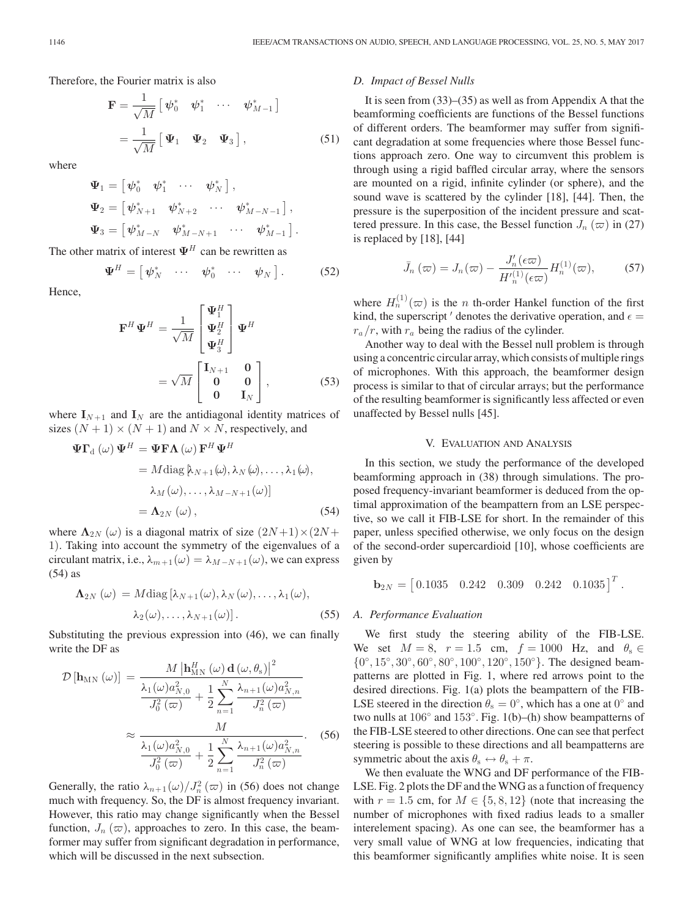Therefore, the Fourier matrix is also

$$
\begin{aligned}
\mathbf{F} &= \frac{1}{\sqrt{M}} \begin{bmatrix} \boldsymbol{\psi}_0^* & \boldsymbol{\psi}_1^* & \cdots & \boldsymbol{\psi}_{M-1}^* \end{bmatrix} \\
&= \frac{1}{\sqrt{M}} \begin{bmatrix} \boldsymbol{\Psi}_1 & \boldsymbol{\Psi}_2 & \boldsymbol{\Psi}_3 \end{bmatrix}, \qquad (51)
\end{aligned}
$$

where

$$
\begin{aligned}
\boldsymbol{\Psi}_1 &= \begin{bmatrix} \boldsymbol{\psi}_0^* & \boldsymbol{\psi}_1^* & \cdots & \boldsymbol{\psi}_N^* \end{bmatrix}, \\
\boldsymbol{\Psi}_2 &= \begin{bmatrix} \boldsymbol{\psi}_{N+1}^* & \boldsymbol{\psi}_{N+2}^* & \cdots & \boldsymbol{\psi}_{M-N-1}^* \end{bmatrix}, \\
\boldsymbol{\Psi}_3 &= \begin{bmatrix} \boldsymbol{\psi}_{M-N}^* & \boldsymbol{\psi}_{M-N+1}^* & \cdots & \boldsymbol{\psi}_{M-1}^* \end{bmatrix}.
\end{aligned}
$$

The other matrix of interest $\boldsymbol{\Psi}^H$ can be rewritten as

$$
\boldsymbol{\Psi}^H = \begin{bmatrix} \boldsymbol{\psi}_N^* & \cdots & \boldsymbol{\psi}_0^* & \cdots & \boldsymbol{\psi}_N \end{bmatrix}. \qquad (52)
$$

Hence,

$$
\begin{aligned}
\mathbf{F}^H \boldsymbol{\Psi}^H &= \frac{1}{\sqrt{M}} \begin{bmatrix} \boldsymbol{\Psi}_1^H \\ \boldsymbol{\Psi}_2^H \\ \boldsymbol{\Psi}_3^H \end{bmatrix} \boldsymbol{\Psi}^H \\
&= \sqrt{M} \begin{bmatrix} \mathbf{I}_{N+1} & \mathbf{0} \\ \mathbf{0} & \mathbf{0} \\ \mathbf{0} & \mathbf{I}_N \end{bmatrix}, \qquad (53)
\end{aligned}
$$

where $\mathbf{I}_{N+1}$ and $\mathbf{I}_N$ are the antidiagonal identity matrices of sizes $(N+1) \times (N+1)$ and $N \times N$, respectively, and

$$
\begin{aligned}
\boldsymbol{\Psi} \boldsymbol{\Gamma}_{\mathrm{d}}(\omega) \boldsymbol{\Psi}^H &= \boldsymbol{\Psi} \mathbf{F} \boldsymbol{\Lambda}(\omega) \mathbf{F}^H \boldsymbol{\Psi}^H \\
&= M \mathrm{diag}\left[\lambda_{N+1}(\omega), \lambda_N(\omega), \ldots, \lambda_1(\omega), \right. \\
&\quad \left. \lambda_M(\omega), \ldots, \lambda_{M-N+1}(\omega)\right] \\
&= \boldsymbol{\Lambda}_{2N}(\omega), \qquad (54)
\end{aligned}
$$

where $\boldsymbol{\Lambda}_{2N}(\omega)$ is a diagonal matrix of size $(2N+1) \times (2N+1)$. Taking into account the symmetry of the eigenvalues of a circulant matrix, i.e., $\lambda_{m+1}(\omega) = \lambda_{M-N+1}(\omega)$, we can express (54) as

$$
\begin{aligned}
\boldsymbol{\Lambda}_{2N}(\omega) &= M \mathrm{diag}\left[\lambda_{N+1}(\omega), \lambda_N(\omega), \ldots, \lambda_1(\omega), \right. \\
&\quad \left. \lambda_2(\omega), \ldots, \lambda_{N+1}(\omega)\right]. \qquad (55)
\end{aligned}
$$

Substituting the previous expression into (46), we can finally write the DF as

$$
\begin{aligned}
\mathcal{D}\left[\mathbf{h}_{\mathrm{MN}}(\omega)\right] &= \frac{M \left|\mathbf{h}_{\mathrm{MN}}^H(\omega) \mathbf{d}(\omega, \theta_{\mathrm{s}})\right|^2}{\dfrac{\lambda_1(\omega) a_{N,0}^2}{J_0^2(\varpi)} + \dfrac{1}{2} \displaystyle\sum_{n=1}^{N} \dfrac{\lambda_{n+1}(\omega) a_{N,n}^2}{J_n^2(\varpi)}} \\
&\approx \frac{M}{\dfrac{\lambda_1(\omega) a_{N,0}^2}{J_0^2(\varpi)} + \dfrac{1}{2} \displaystyle\sum_{n=1}^{N} \dfrac{\lambda_{n+1}(\omega) a_{N,n}^2}{J_n^2(\varpi)}}. \qquad (56)
\end{aligned}
$$

Generally, the ratio $\lambda_{n+1}(\omega)/J_n^2(\varpi)$ in (56) does not change much with frequency. So, the DF is almost frequency invariant. However, this ratio may change significantly when the Bessel function, $J_n(\varpi)$, approaches to zero. In this case, the beamformer may suffer from significant degradation in performance, which will be discussed in the next subsection.

### D. Impact of Bessel Nulls

It is seen from (33)–(35) as well as from Appendix A that the beamforming coefficients are functions of the Bessel functions of different orders. The beamformer may suffer from significant degradation at some frequencies where those Bessel functions approach zero. One way to circumvent this problem is through using a rigid baffled circular array, where the sensors are mounted on a rigid, infinite cylinder (or sphere), and the sound wave is scattered by the cylinder [18], [44]. Then, the pressure is the superposition of the incident pressure and scattered pressure. In this case, the Bessel function $J_n(\varpi)$ in (27) is replaced by [18], [44]

$$
\bar{J}_n(\varpi) = J_n(\varpi) - \frac{J_n'(\epsilon\varpi)}{H_n'^{(1)}(\epsilon\varpi)} H_n^{(1)}(\varpi), \qquad (57)
$$

where $H_n^{(1)}(\varpi)$ is the $n$ th-order Hankel function of the first kind, the superscript $'$ denotes the derivative operation, and $\epsilon = r_a/r$, with $r_a$ being the radius of the cylinder.

Another way to deal with the Bessel null problem is through using a concentric circular array, which consists of multiple rings of microphones. With this approach, the beamformer design process is similar to that of circular arrays; but the performance of the resulting beamformer is significantly less affected or even unaffected by Bessel nulls [45].

## V. Evaluation and Analysis

In this section, we study the performance of the developed beamforming approach in (38) through simulations. The proposed frequency-invariant beamformer is deduced from the optimal approximation of the beampattern from an LSE perspective, so we call it FIB-LSE for short. In the remainder of this paper, unless specified otherwise, we only focus on the design of the second-order supercardioid [10], whose coefficients are given by

$$
\mathbf{b}_{2N} = \begin{bmatrix} 0.1035 & 0.242 & 0.309 & 0.242 & 0.1035 \end{bmatrix}^T.
$$

### A. Performance Evaluation

We first study the steering ability of the FIB-LSE. We set $M = 8$, $r = 1.5$ cm, $f = 1000$ Hz, and $\theta_{\mathrm{s}} \in \{0^\circ, 15^\circ, 30^\circ, 60^\circ, 80^\circ, 100^\circ, 120^\circ, 150^\circ\}$. The designed beampatterns are plotted in Fig. 1, where red arrows point to the desired directions. Fig. 1(a) plots the beampattern of the FIB-LSE steered in the direction $\theta_{\mathrm{s}} = 0^\circ$, which has a one at $0^\circ$ and two nulls at $106^\circ$ and $153^\circ$. Fig. 1(b)–(h) show beampatterns of the FIB-LSE steered to other directions. One can see that perfect steering is possible to these directions and all beampatterns are symmetric about the axis $\theta_{\mathrm{s}} \leftrightarrow \theta_{\mathrm{s}} + \pi$.

We then evaluate the WNG and DF performance of the FIB-LSE. Fig. 2 plots the DF and the WNG as a function of frequency with $r = 1.5$ cm, for $M \in \{5, 8, 12\}$ (note that increasing the number of microphones with fixed radius leads to a smaller interelement spacing). As one can see, the beamformer has a very small value of WNG at low frequencies, indicating that this beamformer significantly amplifies white noise. It is seen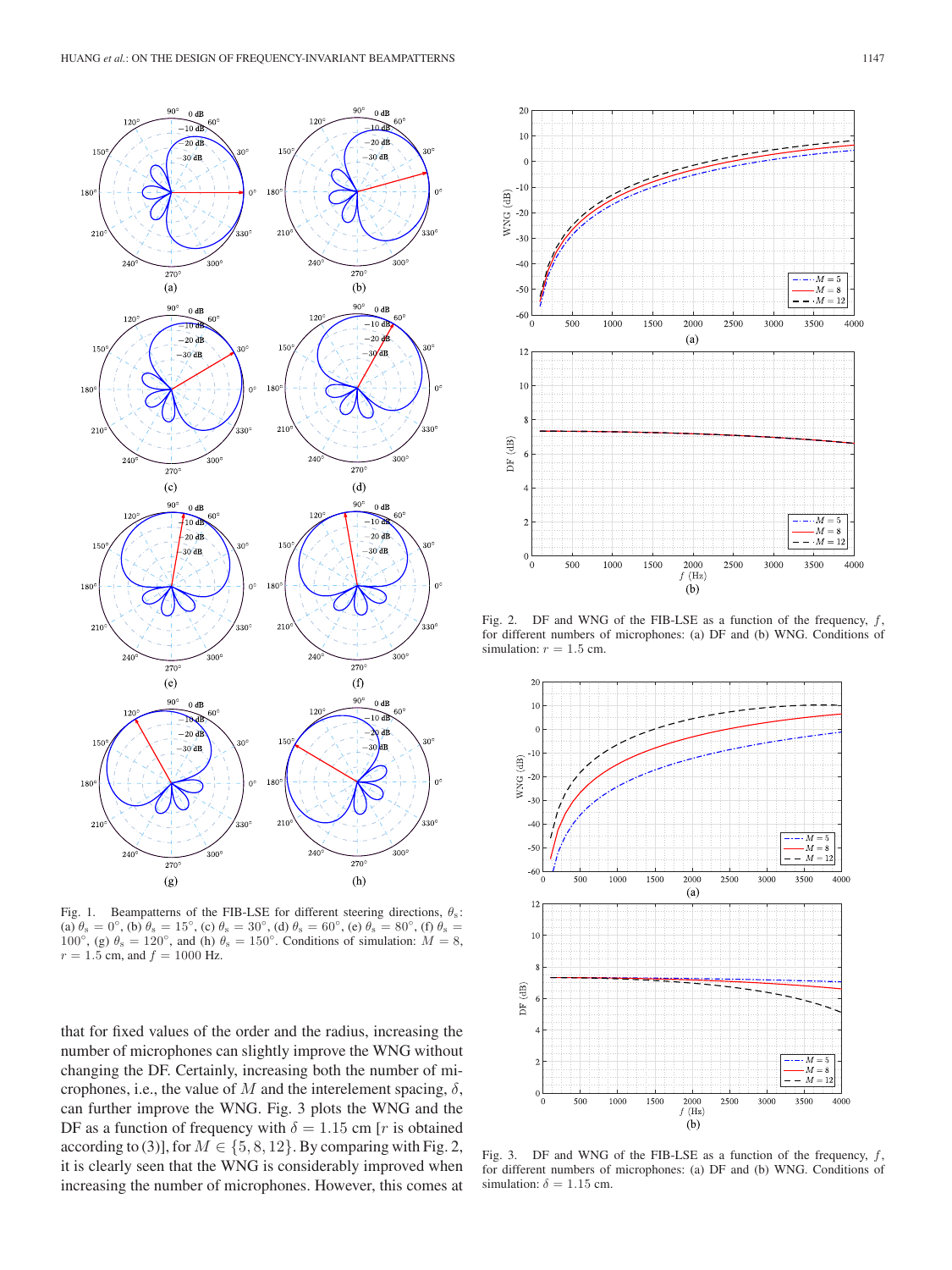Fig. 1. Beampatterns of the FIB-LSE for different steering directions, $\theta_s$: (a) $\theta_s = 0°$, (b) $\theta_s = 15°$, (c) $\theta_s = 30°$, (d) $\theta_s = 60°$, (e) $\theta_s = 80°$, (f) $\theta_s = 100°$, (g) $\theta_s = 120°$, and (h) $\theta_s = 150°$. Conditions of simulation: $M = 8$, $r = 1.5$ cm, and $f = 1000$ Hz.

Fig. 2. DF and WNG of the FIB-LSE as a function of the frequency, $f$, for different numbers of microphones: (a) DF and (b) WNG. Conditions of simulation: $r = 1.5$ cm.

Fig. 3. DF and WNG of the FIB-LSE as a function of the frequency, $f$, for different numbers of microphones: (a) DF and (b) WNG. Conditions of simulation: $\delta = 1.15$ cm.

that for fixed values of the order and the radius, increasing the number of microphones can slightly improve the WNG without changing the DF. Certainly, increasing both the number of microphones, i.e., the value of $M$ and the interelement spacing, $\delta$, can further improve the WNG. Fig. 3 plots the WNG and the DF as a function of frequency with $\delta = 1.15$ cm [$r$ is obtained according to (3)], for $M \in \{5, 8, 12\}$. By comparing with Fig. 2, it is clearly seen that the WNG is considerably improved when increasing the number of microphones. However, this comes at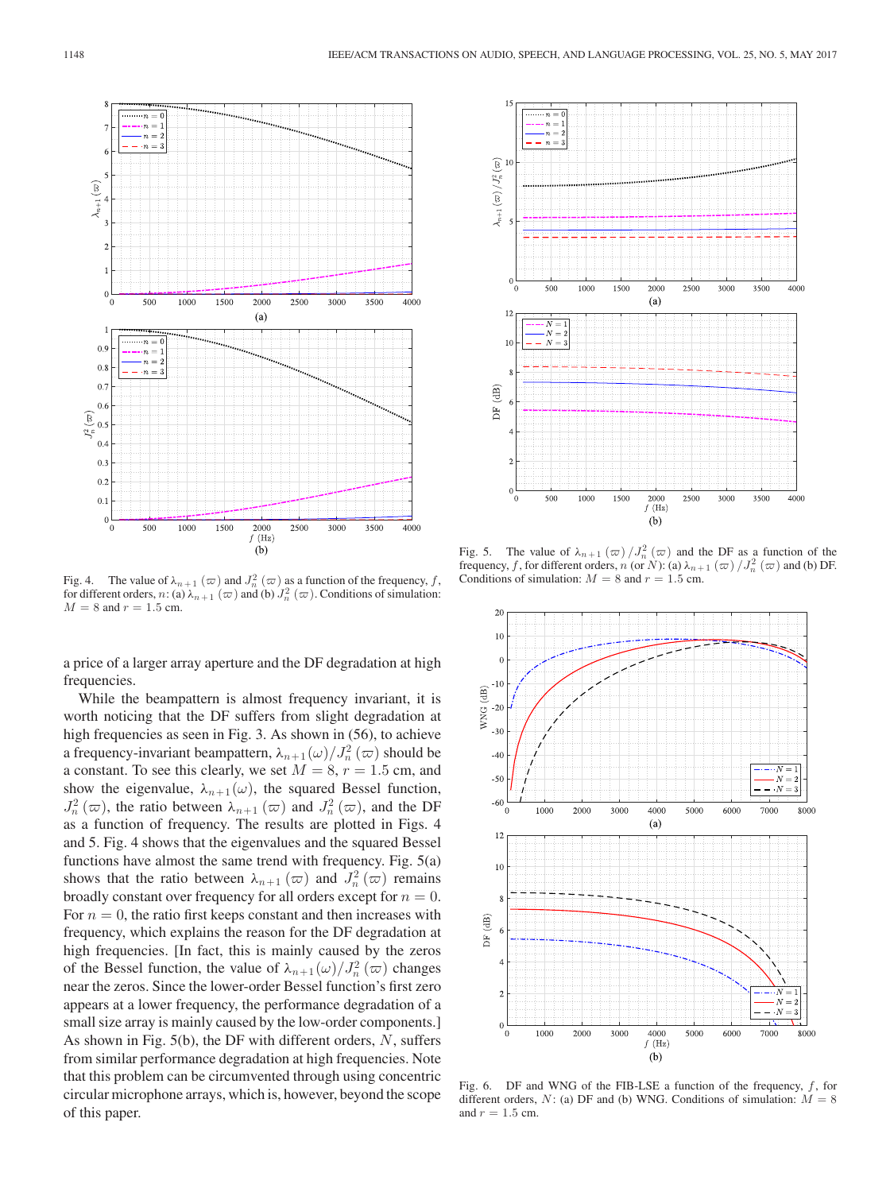Fig. 4. The value of $\lambda_{n+1}(\varpi)$ and $J_n^2(\varpi)$ as a function of the frequency, $f$, for different orders, $n$: (a) $\lambda_{n+1}(\varpi)$ and (b) $J_n^2(\varpi)$. Conditions of simulation: $M = 8$ and $r = 1.5$ cm.

a price of a larger array aperture and the DF degradation at high frequencies.

While the beampattern is almost frequency invariant, it is worth noticing that the DF suffers from slight degradation at high frequencies as seen in Fig. 3. As shown in (56), to achieve a frequency-invariant beampattern, $\lambda_{n+1}(\omega)/J_n^2(\varpi)$ should be a constant. To see this clearly, we set $M = 8$, $r = 1.5$ cm, and show the eigenvalue, $\lambda_{n+1}(\omega)$, the squared Bessel function, $J_n^2(\varpi)$, the ratio between $\lambda_{n+1}(\varpi)$ and $J_n^2(\varpi)$, and the DF as a function of frequency. The results are plotted in Figs. 4 and 5. Fig. 4 shows that the eigenvalues and the squared Bessel functions have almost the same trend with frequency. Fig. 5(a) shows that the ratio between $\lambda_{n+1}(\varpi)$ and $J_n^2(\varpi)$ remains broadly constant over frequency for all orders except for $n = 0$. For $n = 0$, the ratio first keeps constant and then increases with frequency, which explains the reason for the DF degradation at high frequencies. [In fact, this is mainly caused by the zeros of the Bessel function, the value of $\lambda_{n+1}(\omega)/J_n^2(\varpi)$ changes near the zeros. Since the lower-order Bessel function's first zero appears at a lower frequency, the performance degradation of a small size array is mainly caused by the low-order components.] As shown in Fig. 5(b), the DF with different orders, $N$, suffers from similar performance degradation at high frequencies. Note that this problem can be circumvented through using concentric circular microphone arrays, which is, however, beyond the scope of this paper.

Fig. 5. The value of $\lambda_{n+1}(\varpi)/J_n^2(\varpi)$ and the DF as a function of the frequency, $f$, for different orders, $n$ (or $N$): (a) $\lambda_{n+1}(\varpi)/J_n^2(\varpi)$ and (b) DF. Conditions of simulation: $M = 8$ and $r = 1.5$ cm.

Fig. 6. DF and WNG of the FIB-LSE a function of the frequency, $f$, for different orders, $N$: (a) DF and (b) WNG. Conditions of simulation: $M = 8$ and $r = 1.5$ cm.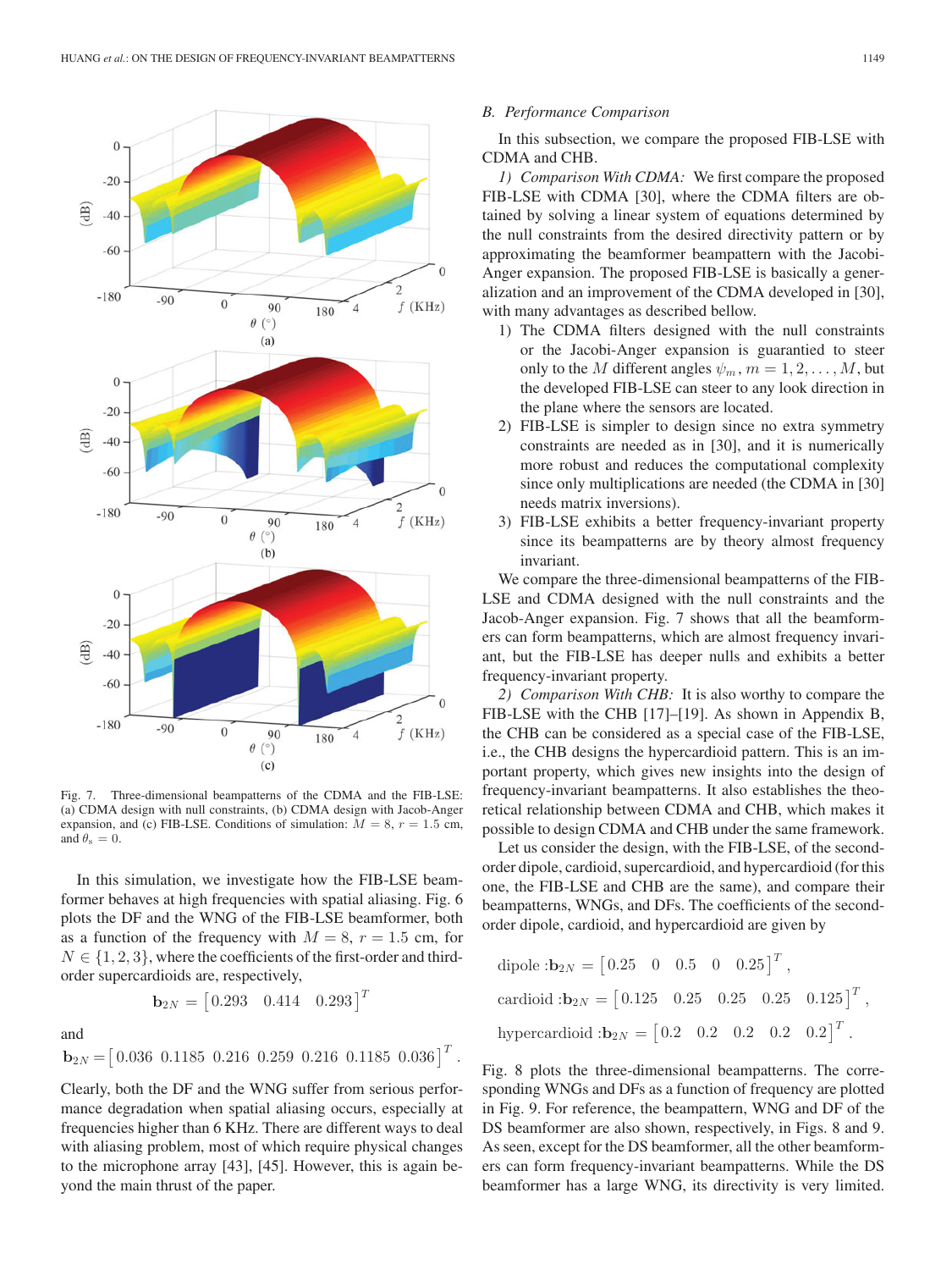Fig. 7. Three-dimensional beampatterns of the CDMA and the FIB-LSE: (a) CDMA design with null constraints, (b) CDMA design with Jacob-Anger expansion, and (c) FIB-LSE. Conditions of simulation: $M = 8$, $r = 1.5$ cm, and $\theta_s = 0$.

In this simulation, we investigate how the FIB-LSE beamformer behaves at high frequencies with spatial aliasing. Fig. 6 plots the DF and the WNG of the FIB-LSE beamformer, both as a function of the frequency with $M = 8$, $r = 1.5$ cm, for $N \in \{1, 2, 3\}$, where the coefficients of the first-order and third-order supercardioids are, respectively,

$$\mathbf{b}_{2N} = \begin{bmatrix} 0.293 & 0.414 & 0.293 \end{bmatrix}^T$$

and

$$\mathbf{b}_{2N} = \begin{bmatrix} 0.036 & 0.1185 & 0.216 & 0.259 & 0.216 & 0.1185 & 0.036 \end{bmatrix}^T.$$

Clearly, both the DF and the WNG suffer from serious performance degradation when spatial aliasing occurs, especially at frequencies higher than 6 KHz. There are different ways to deal with aliasing problem, most of which require physical changes to the microphone array [43], [45]. However, this is again beyond the main thrust of the paper.

### B. Performance Comparison

In this subsection, we compare the proposed FIB-LSE with CDMA and CHB.

*1) Comparison With CDMA:* We first compare the proposed FIB-LSE with CDMA [30], where the CDMA filters are obtained by solving a linear system of equations determined by the null constraints from the desired directivity pattern or by approximating the beamformer beampattern with the Jacobi-Anger expansion. The proposed FIB-LSE is basically a generalization and an improvement of the CDMA developed in [30], with many advantages as described bellow.

1) The CDMA filters designed with the null constraints or the Jacobi-Anger expansion is guarantied to steer only to the $M$ different angles $\psi_m, m = 1, 2, \ldots, M$, but the developed FIB-LSE can steer to any look direction in the plane where the sensors are located.
2) FIB-LSE is simpler to design since no extra symmetry constraints are needed as in [30], and it is numerically more robust and reduces the computational complexity since only multiplications are needed (the CDMA in [30] needs matrix inversions).
3) FIB-LSE exhibits a better frequency-invariant property since its beampatterns are by theory almost frequency invariant.

We compare the three-dimensional beampatterns of the FIB-LSE and CDMA designed with the null constraints and the Jacob-Anger expansion. Fig. 7 shows that all the beamformers can form beampatterns, which are almost frequency invariant, but the FIB-LSE has deeper nulls and exhibits a better frequency-invariant property.

*2) Comparison With CHB:* It is also worthy to compare the FIB-LSE with the CHB [17]–[19]. As shown in Appendix B, the CHB can be considered as a special case of the FIB-LSE, i.e., the CHB designs the hypercardioid pattern. This is an important property, which gives new insights into the design of frequency-invariant beampatterns. It also establishes the theoretical relationship between CDMA and CHB, which makes it possible to design CDMA and CHB under the same framework.

Let us consider the design, with the FIB-LSE, of the second-order dipole, cardioid, supercardioid, and hypercardioid (for this one, the FIB-LSE and CHB are the same), and compare their beampatterns, WNGs, and DFs. The coefficients of the second-order dipole, cardioid, and hypercardioid are given by

$$\text{dipole}: \mathbf{b}_{2N} = \begin{bmatrix} 0.25 & 0 & 0.5 & 0 & 0.25 \end{bmatrix}^T,$$

$$\text{cardioid}: \mathbf{b}_{2N} = \begin{bmatrix} 0.125 & 0.25 & 0.25 & 0.25 & 0.125 \end{bmatrix}^T,$$

$$\text{hypercardioid}: \mathbf{b}_{2N} = \begin{bmatrix} 0.2 & 0.2 & 0.2 & 0.2 & 0.2 \end{bmatrix}^T.$$

Fig. 8 plots the three-dimensional beampatterns. The corresponding WNGs and DFs as a function of frequency are plotted in Fig. 9. For reference, the beampattern, WNG and DF of the DS beamformer are also shown, respectively, in Figs. 8 and 9. As seen, except for the DS beamformer, all the other beamformers can form frequency-invariant beampatterns. While the DS beamformer has a large WNG, its directivity is very limited.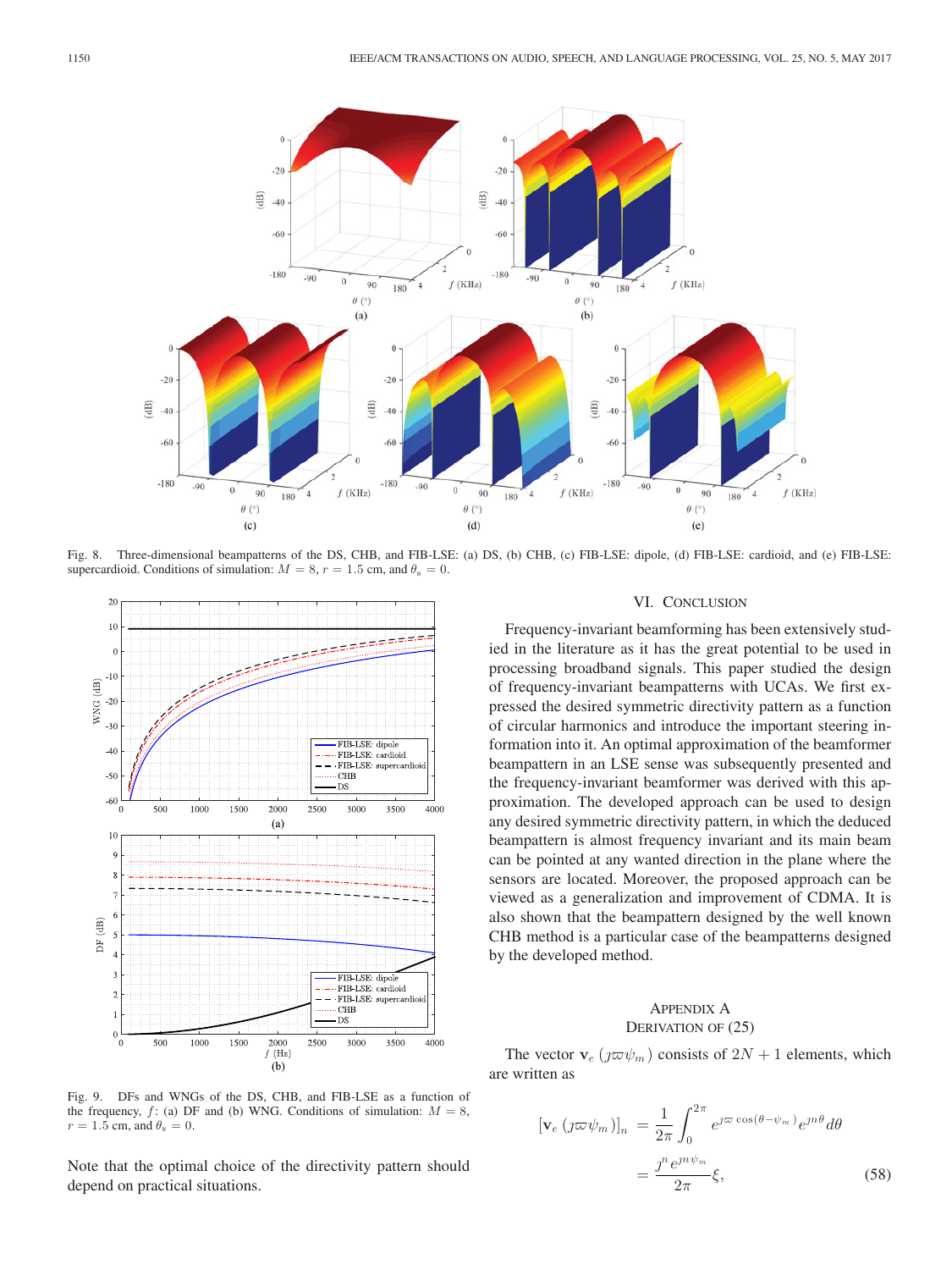Fig. 8. Three-dimensional beampatterns of the DS, CHB, and FIB-LSE: (a) DS, (b) CHB, (c) FIB-LSE: dipole, (d) FIB-LSE: cardioid, and (e) FIB-LSE: supercardioid. Conditions of simulation: $M = 8$, $r = 1.5$ cm, and $\theta_s = 0$.

Fig. 9. DFs and WNGs of the DS, CHB, and FIB-LSE as a function of the frequency, $f$: (a) DF and (b) WNG. Conditions of simulation: $M = 8$, $r = 1.5$ cm, and $\theta_s = 0$.

Note that the optimal choice of the directivity pattern should depend on practical situations.

## VI. Conclusion

Frequency-invariant beamforming has been extensively studied in the literature as it has the great potential to be used in processing broadband signals. This paper studied the design of frequency-invariant beampatterns with UCAs. We first expressed the desired symmetric directivity pattern as a function of circular harmonics and introduce the important steering information into it. An optimal approximation of the beamformer beampattern in an LSE sense was subsequently presented and the frequency-invariant beamformer was derived with this approximation. The developed approach can be used to design any desired symmetric directivity pattern, in which the deduced beampattern is almost frequency invariant and its main beam can be pointed at any wanted direction in the plane where the sensors are located. Moreover, the proposed approach can be viewed as a generalization and improvement of CDMA. It is also shown that the beampattern designed by the well known CHB method is a particular case of the beampatterns designed by the developed method.

## Appendix A
## Derivation of (25)

The vector $\mathbf{v}_e(\jmath\varpi\psi_m)$ consists of $2N+1$ elements, which are written as

$$
\begin{aligned}
[\mathbf{v}_e(\jmath\varpi\psi_m)]_n &= \frac{1}{2\pi}\int_0^{2\pi} e^{\jmath\varpi\cos(\theta-\psi_m)} e^{\jmath n\theta} d\theta \\
&= \frac{\jmath^n e^{\jmath n\psi_m}}{2\pi}\xi,
\end{aligned}
\tag{58}
$$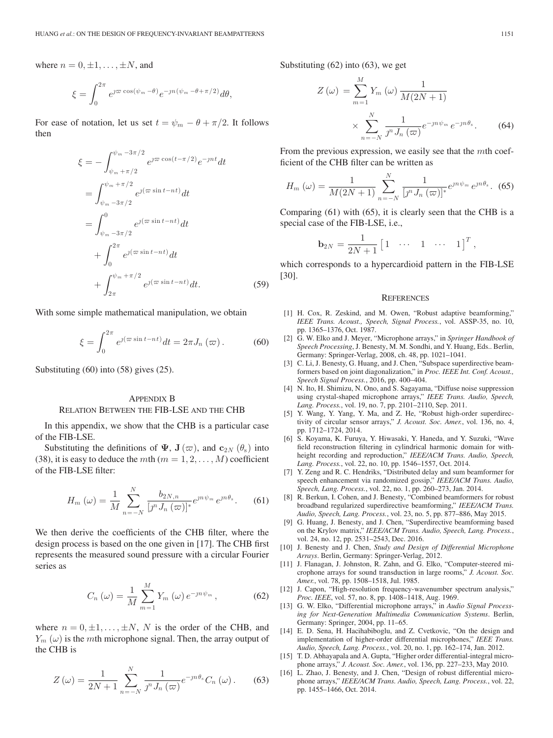where $n = 0, \pm 1, \ldots, \pm N$, and

$$\xi = \int_0^{2\pi} e^{\jmath \varpi \cos(\psi_m - \theta)} e^{-\jmath n(\psi_m - \theta + \pi/2)} d\theta,$$

For ease of notation, let us set $t = \psi_m - \theta + \pi/2$. It follows then

$$\begin{aligned}
\xi &= -\int_{\psi_m + \pi/2}^{\psi_m - 3\pi/2} e^{\jmath \varpi \cos(t - \pi/2)} e^{-\jmath n t} dt \\
&= \int_{\psi_m - 3\pi/2}^{\psi_m + \pi/2} e^{\jmath(\varpi \sin t - nt)} dt \\
&= \int_{\psi_m - 3\pi/2}^{0} e^{\jmath(\varpi \sin t - nt)} dt \\
&\quad + \int_0^{2\pi} e^{\jmath(\varpi \sin t - nt)} dt \\
&\quad + \int_{2\pi}^{\psi_m + \pi/2} e^{\jmath(\varpi \sin t - nt)} dt.
\end{aligned} \tag{59}$$

With some simple mathematical manipulation, we obtain

$$\xi = \int_0^{2\pi} e^{\jmath(\varpi \sin t - nt)} dt = 2\pi J_n(\varpi). \tag{60}$$

Substituting (60) into (58) gives (25).

## Appendix B
## Relation Between the FIB-LSE and the CHB

In this appendix, we show that the CHB is a particular case of the FIB-LSE.

Substituting the definitions of $\mathbf{\Psi}$, $\mathbf{J}(\varpi)$, and $\mathbf{c}_{2N}(\theta_s)$ into (38), it is easy to deduce the $m$th ($m = 1, 2, \ldots, M$) coefficient of the FIB-LSE filter:

$$H_m(\omega) = \frac{1}{M} \sum_{n=-N}^{N} \frac{b_{2N,n}}{[\jmath^n J_n(\varpi)]^*} e^{\jmath n \psi_m} e^{\jmath n \theta_s}. \tag{61}$$

We then derive the coefficients of the CHB filter, where the design process is based on the one given in [17]. The CHB first represents the measured sound pressure with a circular Fourier series as

$$C_n(\omega) = \frac{1}{M} \sum_{m=1}^{M} Y_m(\omega) e^{-\jmath n \psi_m}, \tag{62}$$

where $n = 0, \pm 1, \ldots, \pm N$, $N$ is the order of the CHB, and $Y_m(\omega)$ is the $m$th microphone signal. Then, the array output of the CHB is

$$Z(\omega) = \frac{1}{2N+1} \sum_{n=-N}^{N} \frac{1}{\jmath^n J_n(\varpi)} e^{-\jmath n \theta_s} C_n(\omega). \tag{63}$$

Substituting (62) into (63), we get

$$\begin{aligned}
Z(\omega) &= \sum_{m=1}^{M} Y_m(\omega) \frac{1}{M(2N+1)} \\
&\quad \times \sum_{n=-N}^{N} \frac{1}{\jmath^n J_n(\varpi)} e^{-\jmath n \psi_m} e^{-\jmath n \theta_s}.
\end{aligned} \tag{64}$$

From the previous expression, we easily see that the $m$th coefficient of the CHB filter can be written as

$$H_m(\omega) = \frac{1}{M(2N+1)} \sum_{n=-N}^{N} \frac{1}{[\jmath^n J_n(\varpi)]^*} e^{\jmath n \psi_m} e^{\jmath n \theta_s}. \tag{65}$$

Comparing (61) with (65), it is clearly seen that the CHB is a special case of the FIB-LSE, i.e.,

$$\mathbf{b}_{2N} = \frac{1}{2N+1} \begin{bmatrix} 1 & \cdots & 1 & \cdots & 1 \end{bmatrix}^T,$$

which corresponds to a hypercardioid pattern in the FIB-LSE [30].

## References

[1] H. Cox, R. Zeskind, and M. Owen, "Robust adaptive beamforming," *IEEE Trans. Acoust., Speech, Signal Process.*, vol. ASSP-35, no. 10, pp. 1365–1376, Oct. 1987.

[2] G. W. Elko and J. Meyer, "Microphone arrays," in *Springer Handbook of Speech Processing*, J. Benesty, M. M. Sondhi, and Y. Huang, Eds.. Berlin, Germany: Springer-Verlag, 2008, ch. 48, pp. 1021–1041.

[3] C. Li, J. Benesty, G. Huang, and J. Chen, "Subspace superdirective beamformers based on joint diagonalization," in *Proc. IEEE Int. Conf. Acoust., Speech Signal Process.*, 2016, pp. 400–404.

[4] N. Ito, H. Shimizu, N. Ono, and S. Sagayama, "Diffuse noise suppression using crystal-shaped microphone arrays," *IEEE Trans. Audio, Speech, Lang. Process.*, vol. 19, no. 7, pp. 2101–2110, Sep. 2011.

[5] Y. Wang, Y. Yang, Y. Ma, and Z. He, "Robust high-order superdirectivity of circular sensor arrays," *J. Acoust. Soc. Amer.*, vol. 136, no. 4, pp. 1712–1724, 2014.

[6] S. Koyama, K. Furuya, Y. Hiwasaki, Y. Haneda, and Y. Suzuki, "Wave field reconstruction filtering in cylindrical harmonic domain for with-height recording and reproduction," *IEEE/ACM Trans. Audio, Speech, Lang. Process.*, vol. 22, no. 10, pp. 1546–1557, Oct. 2014.

[7] Y. Zeng and R. C. Hendriks, "Distributed delay and sum beamformer for speech enhancement via randomized gossip," *IEEE/ACM Trans. Audio, Speech, Lang. Process.*, vol. 22, no. 1, pp. 260–273, Jan. 2014.

[8] R. Berkun, I. Cohen, and J. Benesty, "Combined beamformers for robust broadband regularized superdirective beamforming," *IEEE/ACM Trans. Audio, Speech, Lang. Process.*, vol. 23, no. 5, pp. 877–886, May 2015.

[9] G. Huang, J. Benesty, and J. Chen, "Superdirective beamforming based on the Krylov matrix," *IEEE/ACM Trans. Audio, Speech, Lang. Process.*, vol. 24, no. 12, pp. 2531–2543, Dec. 2016.

[10] J. Benesty and J. Chen, *Study and Design of Differential Microphone Arrays*. Berlin, Germany: Springer-Verlag, 2012.

[11] J. Flanagan, J. Johnston, R. Zahn, and G. Elko, "Computer-steered microphone arrays for sound transduction in large rooms," *J. Acoust. Soc. Amer.*, vol. 78, pp. 1508–1518, Jul. 1985.

[12] J. Capon, "High-resolution frequency-wavenumber spectrum analysis," *Proc. IEEE*, vol. 57, no. 8, pp. 1408–1418, Aug. 1969.

[13] G. W. Elko, "Differential microphone arrays," in *Audio Signal Processing for Next-Generation Multimedia Communication Systems*. Berlin, Germany: Springer, 2004, pp. 11–65.

[14] E. D. Sena, H. Hacihabiboglu, and Z. Cvetkovic, "On the design and implementation of higher-order differential microphones," *IEEE Trans. Audio, Speech, Lang. Process.*, vol. 20, no. 1, pp. 162–174, Jan. 2012.

[15] T. D. Abhayapala and A. Gupta, "Higher order differential-integral microphone arrays," *J. Acoust. Soc. Amer.*, vol. 136, pp. 227–233, May 2010.

[16] L. Zhao, J. Benesty, and J. Chen, "Design of robust differential microphone arrays," *IEEE/ACM Trans. Audio, Speech, Lang. Process.*, vol. 22, pp. 1455–1466, Oct. 2014.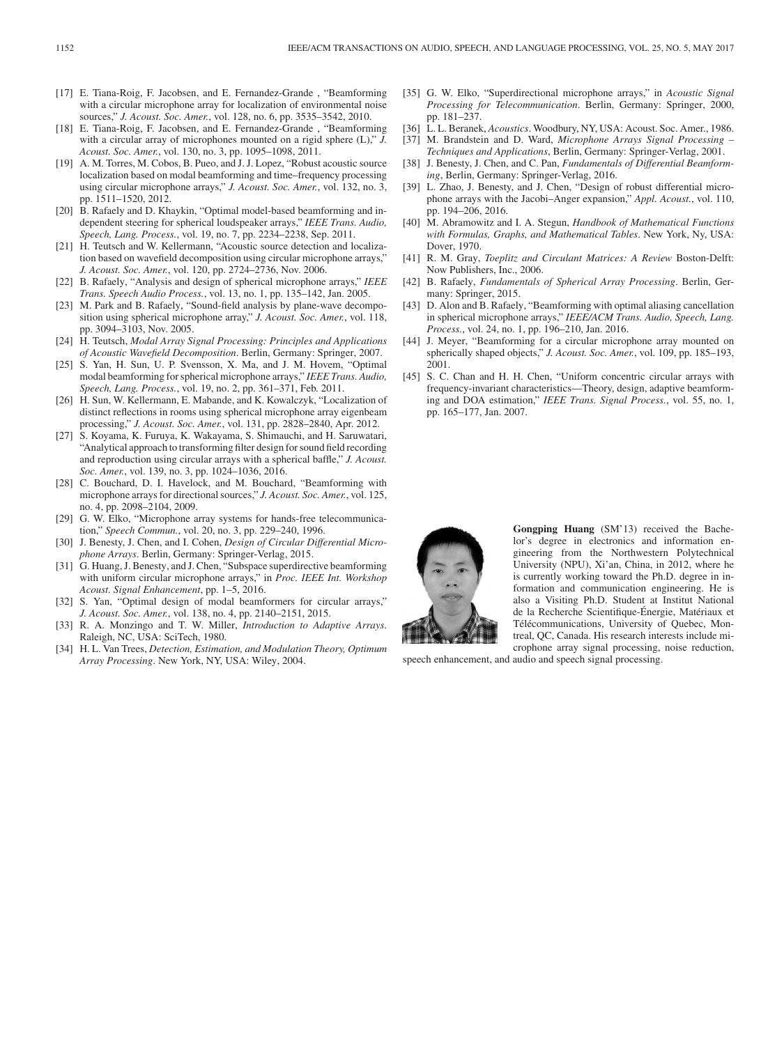[17] E. Tiana-Roig, F. Jacobsen, and E. Fernandez-Grande , "Beamforming with a circular microphone array for localization of environmental noise sources," *J. Acoust. Soc. Amer.*, vol. 128, no. 6, pp. 3535–3542, 2010.

[18] E. Tiana-Roig, F. Jacobsen, and E. Fernandez-Grande , "Beamforming with a circular array of microphones mounted on a rigid sphere (L)," *J. Acoust. Soc. Amer.*, vol. 130, no. 3, pp. 1095–1098, 2011.

[19] A. M. Torres, M. Cobos, B. Pueo, and J. J. Lopez, "Robust acoustic source localization based on modal beamforming and time–frequency processing using circular microphone arrays," *J. Acoust. Soc. Amer.*, vol. 132, no. 3, pp. 1511–1520, 2012.

[20] B. Rafaely and D. Khaykin, "Optimal model-based beamforming and independent steering for spherical loudspeaker arrays," *IEEE Trans. Audio, Speech, Lang. Process.*, vol. 19, no. 7, pp. 2234–2238, Sep. 2011.

[21] H. Teutsch and W. Kellermann, "Acoustic source detection and localization based on wavefield decomposition using circular microphone arrays," *J. Acoust. Soc. Amer.*, vol. 120, pp. 2724–2736, Nov. 2006.

[22] B. Rafaely, "Analysis and design of spherical microphone arrays," *IEEE Trans. Speech Audio Process.*, vol. 13, no. 1, pp. 135–142, Jan. 2005.

[23] M. Park and B. Rafaely, "Sound-field analysis by plane-wave decomposition using spherical microphone array," *J. Acoust. Soc. Amer.*, vol. 118, pp. 3094–3103, Nov. 2005.

[24] H. Teutsch, *Modal Array Signal Processing: Principles and Applications of Acoustic Wavefield Decomposition*. Berlin, Germany: Springer, 2007.

[25] S. Yan, H. Sun, U. P. Svensson, X. Ma, and J. M. Hovem, "Optimal modal beamforming for spherical microphone arrays," *IEEE Trans. Audio, Speech, Lang. Process.*, vol. 19, no. 2, pp. 361–371, Feb. 2011.

[26] H. Sun, W. Kellermann, E. Mabande, and K. Kowalczyk, "Localization of distinct reflections in rooms using spherical microphone array eigenbeam processing," *J. Acoust. Soc. Amer.*, vol. 131, pp. 2828–2840, Apr. 2012.

[27] S. Koyama, K. Furuya, K. Wakayama, S. Shimauchi, and H. Saruwatari, "Analytical approach to transforming filter design for sound field recording and reproduction using circular arrays with a spherical baffle," *J. Acoust. Soc. Amer.*, vol. 139, no. 3, pp. 1024–1036, 2016.

[28] C. Bouchard, D. I. Havelock, and M. Bouchard, "Beamforming with microphone arrays for directional sources," *J. Acoust. Soc. Amer.*, vol. 125, no. 4, pp. 2098–2104, 2009.

[29] G. W. Elko, "Microphone array systems for hands-free telecommunication," *Speech Commun.*, vol. 20, no. 3, pp. 229–240, 1996.

[30] J. Benesty, J. Chen, and I. Cohen, *Design of Circular Differential Microphone Arrays*. Berlin, Germany: Springer-Verlag, 2015.

[31] G. Huang, J. Benesty, and J. Chen, "Subspace superdirective beamforming with uniform circular microphone arrays," in *Proc. IEEE Int. Workshop Acoust. Signal Enhancement*, pp. 1–5, 2016.

[32] S. Yan, "Optimal design of modal beamformers for circular arrays," *J. Acoust. Soc. Amer.*, vol. 138, no. 4, pp. 2140–2151, 2015.

[33] R. A. Monzingo and T. W. Miller, *Introduction to Adaptive Arrays*. Raleigh, NC, USA: SciTech, 1980.

[34] H. L. Van Trees, *Detection, Estimation, and Modulation Theory, Optimum Array Processing*. New York, NY, USA: Wiley, 2004.

[35] G. W. Elko, "Superdirectional microphone arrays," in *Acoustic Signal Processing for Telecommunication*. Berlin, Germany: Springer, 2000, pp. 181–237.

[36] L. L. Beranek, *Acoustics*. Woodbury, NY, USA: Acoust. Soc. Amer., 1986.

[37] M. Brandstein and D. Ward, *Microphone Arrays Signal Processing – Techniques and Applications*, Berlin, Germany: Springer-Verlag, 2001.

[38] J. Benesty, J. Chen, and C. Pan, *Fundamentals of Differential Beamforming*, Berlin, Germany: Springer-Verlag, 2016.

[39] L. Zhao, J. Benesty, and J. Chen, "Design of robust differential microphone arrays with the Jacobi–Anger expansion," *Appl. Acoust.*, vol. 110, pp. 194–206, 2016.

[40] M. Abramowitz and I. A. Stegun, *Handbook of Mathematical Functions with Formulas, Graphs, and Mathematical Tables*. New York, Ny, USA: Dover, 1970.

[41] R. M. Gray, *Toeplitz and Circulant Matrices: A Review* Boston-Delft: Now Publishers, Inc., 2006.

[42] B. Rafaely, *Fundamentals of Spherical Array Processing*. Berlin, Germany: Springer, 2015.

[43] D. Alon and B. Rafaely, "Beamforming with optimal aliasing cancellation in spherical microphone arrays," *IEEE/ACM Trans. Audio, Speech, Lang. Process.*, vol. 24, no. 1, pp. 196–210, Jan. 2016.

[44] J. Meyer, "Beamforming for a circular microphone array mounted on spherically shaped objects," *J. Acoust. Soc. Amer.*, vol. 109, pp. 185–193, 2001.

[45] S. C. Chan and H. H. Chen, "Uniform concentric circular arrays with frequency-invariant characteristics—Theory, design, adaptive beamforming and DOA estimation," *IEEE Trans. Signal Process.*, vol. 55, no. 1, pp. 165–177, Jan. 2007.

**Gongping Huang** (SM'13) received the Bachelor's degree in electronics and information engineering from the Northwestern Polytechnical University (NPU), Xi'an, China, in 2012, where he is currently working toward the Ph.D. degree in information and communication engineering. He is also a Visiting Ph.D. Student at Institut National de la Recherche Scientifique-Énergie, Matériaux et Télécommunications, University of Quebec, Montreal, QC, Canada. His research interests include microphone array signal processing, noise reduction, speech enhancement, and audio and speech signal processing.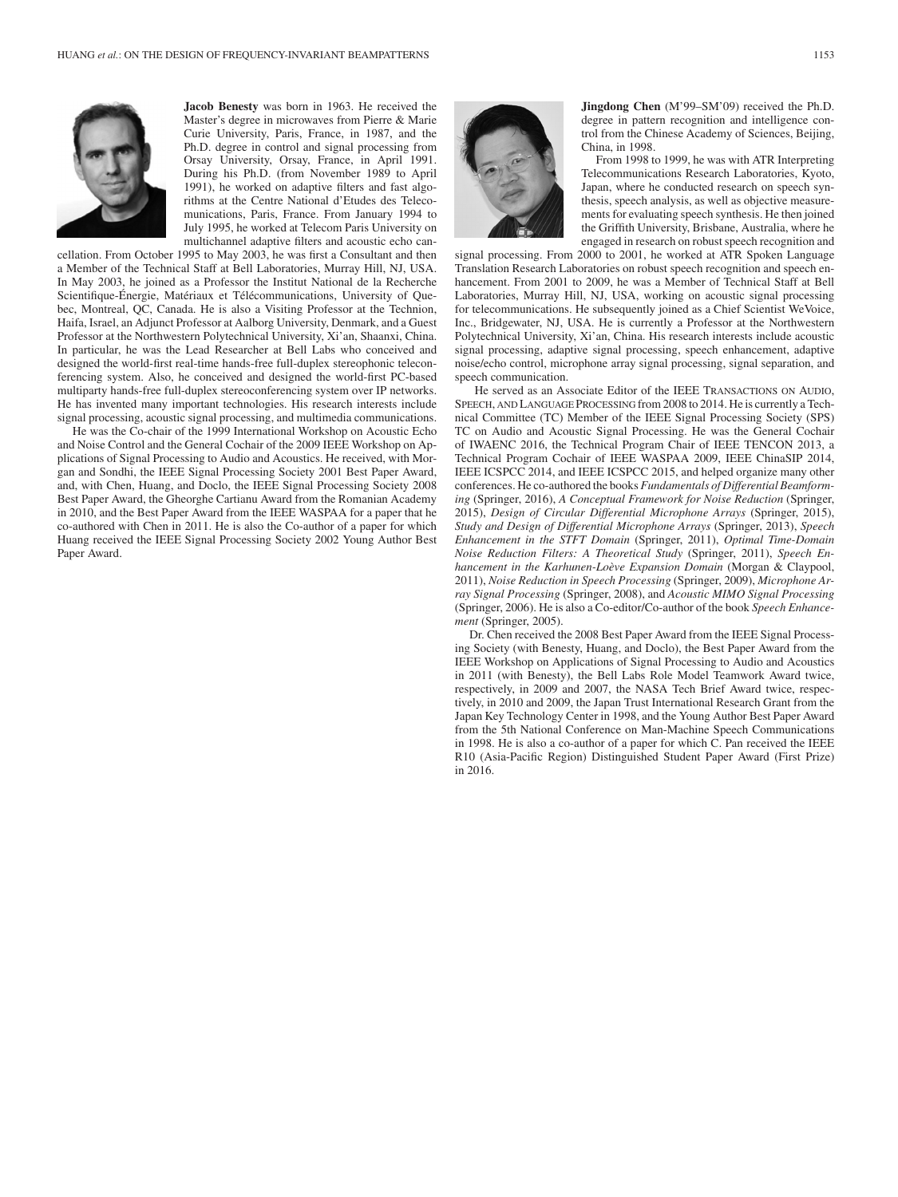**Jacob Benesty** was born in 1963. He received the Master's degree in microwaves from Pierre & Marie Curie University, Paris, France, in 1987, and the Ph.D. degree in control and signal processing from Orsay University, Orsay, France, in April 1991. During his Ph.D. (from November 1989 to April 1991), he worked on adaptive filters and fast algorithms at the Centre National d'Etudes des Telecomunications, Paris, France. From January 1994 to July 1995, he worked at Telecom Paris University on multichannel adaptive filters and acoustic echo cancellation. From October 1995 to May 2003, he was first a Consultant and then a Member of the Technical Staff at Bell Laboratories, Murray Hill, NJ, USA. In May 2003, he joined as a Professor the Institut National de la Recherche Scientifique-Énergie, Matériaux et Télécommunications, University of Quebec, Montreal, QC, Canada. He is also a Visiting Professor at the Technion, Haifa, Israel, an Adjunct Professor at Aalborg University, Denmark, and a Guest Professor at the Northwestern Polytechnical University, Xi'an, Shaanxi, China. In particular, he was the Lead Researcher at Bell Labs who conceived and designed the world-first real-time hands-free full-duplex stereophonic teleconferencing system. Also, he conceived and designed the world-first PC-based multiparty hands-free full-duplex stereoconferencing system over IP networks. He has invented many important technologies. His research interests include signal processing, acoustic signal processing, and multimedia communications.

He was the Co-chair of the 1999 International Workshop on Acoustic Echo and Noise Control and the General Cochair of the 2009 IEEE Workshop on Applications of Signal Processing to Audio and Acoustics. He received, with Morgan and Sondhi, the IEEE Signal Processing Society 2001 Best Paper Award, and, with Chen, Huang, and Doclo, the IEEE Signal Processing Society 2008 Best Paper Award, the Gheorghe Cartianu Award from the Romanian Academy in 2010, and the Best Paper Award from the IEEE WASPAA for a paper that he co-authored with Chen in 2011. He is also the Co-author of a paper for which Huang received the IEEE Signal Processing Society 2002 Young Author Best Paper Award.

**Jingdong Chen** (M'99–SM'09) received the Ph.D. degree in pattern recognition and intelligence control from the Chinese Academy of Sciences, Beijing, China, in 1998.

From 1998 to 1999, he was with ATR Interpreting Telecommunications Research Laboratories, Kyoto, Japan, where he conducted research on speech synthesis, speech analysis, as well as objective measurements for evaluating speech synthesis. He then joined the Griffith University, Brisbane, Australia, where he engaged in research on robust speech recognition and signal processing. From 2000 to 2001, he worked at ATR Spoken Language Translation Research Laboratories on robust speech recognition and speech enhancement. From 2001 to 2009, he was a Member of Technical Staff at Bell Laboratories, Murray Hill, NJ, USA, working on acoustic signal processing for telecommunications. He subsequently joined as a Chief Scientist WeVoice, Inc., Bridgewater, NJ, USA. He is currently a Professor at the Northwestern Polytechnical University, Xi'an, China. His research interests include acoustic signal processing, adaptive signal processing, speech enhancement, adaptive noise/echo control, microphone array signal processing, signal separation, and speech communication.

He served as an Associate Editor of the IEEE TRANSACTIONS ON AUDIO, SPEECH, AND LANGUAGE PROCESSING from 2008 to 2014. He is currently a Technical Committee (TC) Member of the IEEE Signal Processing Society (SPS) TC on Audio and Acoustic Signal Processing. He was the General Cochair of IWAENC 2016, the Technical Program Chair of IEEE TENCON 2013, a Technical Program Cochair of IEEE WASPAA 2009, IEEE ChinaSIP 2014, IEEE ICSPCC 2014, and IEEE ICSPCC 2015, and helped organize many other conferences. He co-authored the books *Fundamentals of Differential Beamforming* (Springer, 2016), *A Conceptual Framework for Noise Reduction* (Springer, 2015), *Design of Circular Differential Microphone Arrays* (Springer, 2015), *Study and Design of Differential Microphone Arrays* (Springer, 2013), *Speech Enhancement in the STFT Domain* (Springer, 2011), *Optimal Time-Domain Noise Reduction Filters: A Theoretical Study* (Springer, 2011), *Speech Enhancement in the Karhunen-Loève Expansion Domain* (Morgan & Claypool, 2011), *Noise Reduction in Speech Processing* (Springer, 2009), *Microphone Array Signal Processing* (Springer, 2008), and *Acoustic MIMO Signal Processing* (Springer, 2006). He is also a Co-editor/Co-author of the book *Speech Enhancement* (Springer, 2005).

Dr. Chen received the 2008 Best Paper Award from the IEEE Signal Processing Society (with Benesty, Huang, and Doclo), the Best Paper Award from the IEEE Workshop on Applications of Signal Processing to Audio and Acoustics in 2011 (with Benesty), the Bell Labs Role Model Teamwork Award twice, respectively, in 2009 and 2007, the NASA Tech Brief Award twice, respectively, in 2010 and 2009, the Japan Trust International Research Grant from the Japan Key Technology Center in 1998, and the Young Author Best Paper Award from the 5th National Conference on Man-Machine Speech Communications in 1998. He is also a co-author of a paper for which C. Pan received the IEEE R10 (Asia-Pacific Region) Distinguished Student Paper Award (First Prize) in 2016.